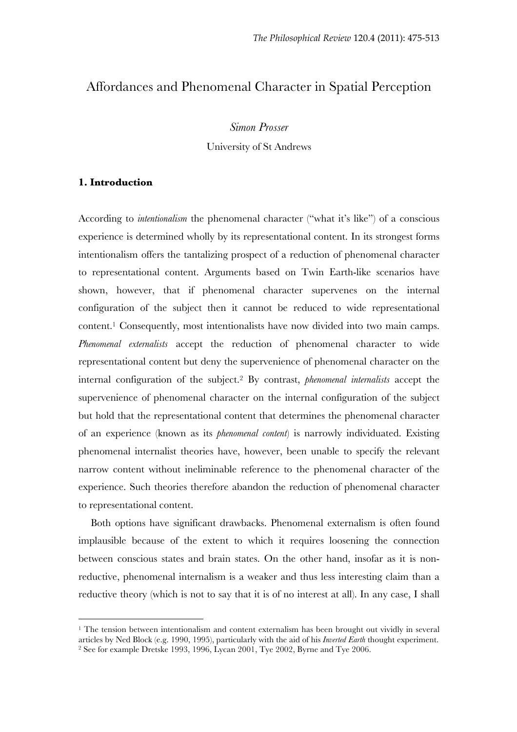# Affordances and Phenomenal Character in Spatial Perception

*Simon Prosser*

University of St Andrews

## 1. Introduction

According to *intentionalism* the phenomenal character ("what it's like") of a conscious experience is determined wholly by its representational content. In its strongest forms intentionalism offers the tantalizing prospect of a reduction of phenomenal character to representational content. Arguments based on Twin Earth-like scenarios have shown, however, that if phenomenal character supervenes on the internal configuration of the subject then it cannot be reduced to wide representational content.[1] Consequently, most intentionalists have now divided into two main camps. *Phenomenal externalists* accept the reduction of phenomenal character to wide representational content but deny the supervenience of phenomenal character on the internal configuration of the subject.[2] By contrast, *phenomenal internalists* accept the supervenience of phenomenal character on the internal configuration of the subject but hold that the representational content that determines the phenomenal character of an experience (known as its *phenomenal content*) is narrowly individuated. Existing phenomenal internalist theories have, however, been unable to specify the relevant narrow content without ineliminable reference to the phenomenal character of the experience. Such theories therefore abandon the reduction of phenomenal character to representational content.

Both options have significant drawbacks. Phenomenal externalism is often found implausible because of the extent to which it requires loosening the connection between conscious states and brain states. On the other hand, insofar as it is non-reductive, phenomenal internalism is a weaker and thus less interesting claim than a reductive theory (which is not to say that it is of no interest at all). In any case, I shall

[1] The tension between intentionalism and content externalism has been brought out vividly in several articles by Ned Block (e.g. 1990, 1995), particularly with the aid of his *Inverted Earth* thought experiment.

[2] See for example Dretske 1993, 1996, Lycan 2001, Tye 2002, Byrne and Tye 2006.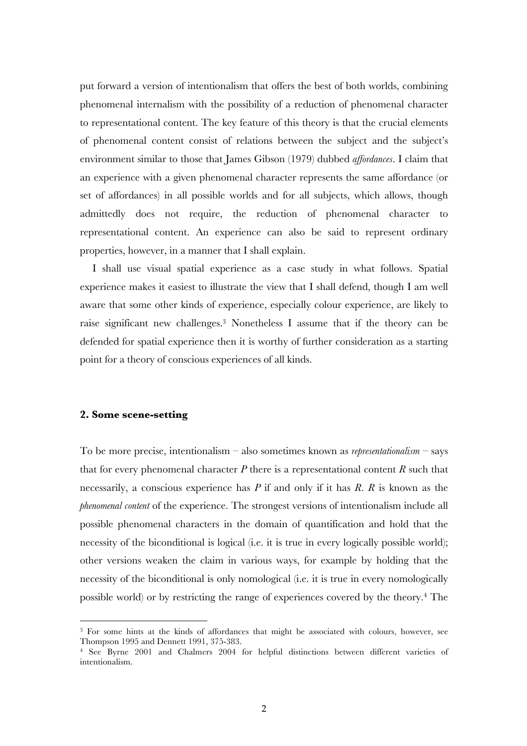put forward a version of intentionalism that offers the best of both worlds, combining phenomenal internalism with the possibility of a reduction of phenomenal character to representational content. The key feature of this theory is that the crucial elements of phenomenal content consist of relations between the subject and the subject's environment similar to those that James Gibson (1979) dubbed *affordances*. I claim that an experience with a given phenomenal character represents the same affordance (or set of affordances) in all possible worlds and for all subjects, which allows, though admittedly does not require, the reduction of phenomenal character to representational content. An experience can also be said to represent ordinary properties, however, in a manner that I shall explain.

I shall use visual spatial experience as a case study in what follows. Spatial experience makes it easiest to illustrate the view that I shall defend, though I am well aware that some other kinds of experience, especially colour experience, are likely to raise significant new challenges.[3] Nonetheless I assume that if the theory can be defended for spatial experience then it is worthy of further consideration as a starting point for a theory of conscious experiences of all kinds.

## 2. Some scene-setting

To be more precise, intentionalism – also sometimes known as *representationalism* – says that for every phenomenal character $P$ there is a representational content $R$ such that necessarily, a conscious experience has $P$ if and only if it has $R$. $R$ is known as the *phenomenal content* of the experience. The strongest versions of intentionalism include all possible phenomenal characters in the domain of quantification and hold that the necessity of the biconditional is logical (i.e. it is true in every logically possible world); other versions weaken the claim in various ways, for example by holding that the necessity of the biconditional is only nomological (i.e. it is true in every nomologically possible world) or by restricting the range of experiences covered by the theory.[4] The

---

[3] For some hints at the kinds of affordances that might be associated with colours, however, see Thompson 1995 and Dennett 1991, 375-383.

[4] See Byrne 2001 and Chalmers 2004 for helpful distinctions between different varieties of intentionalism.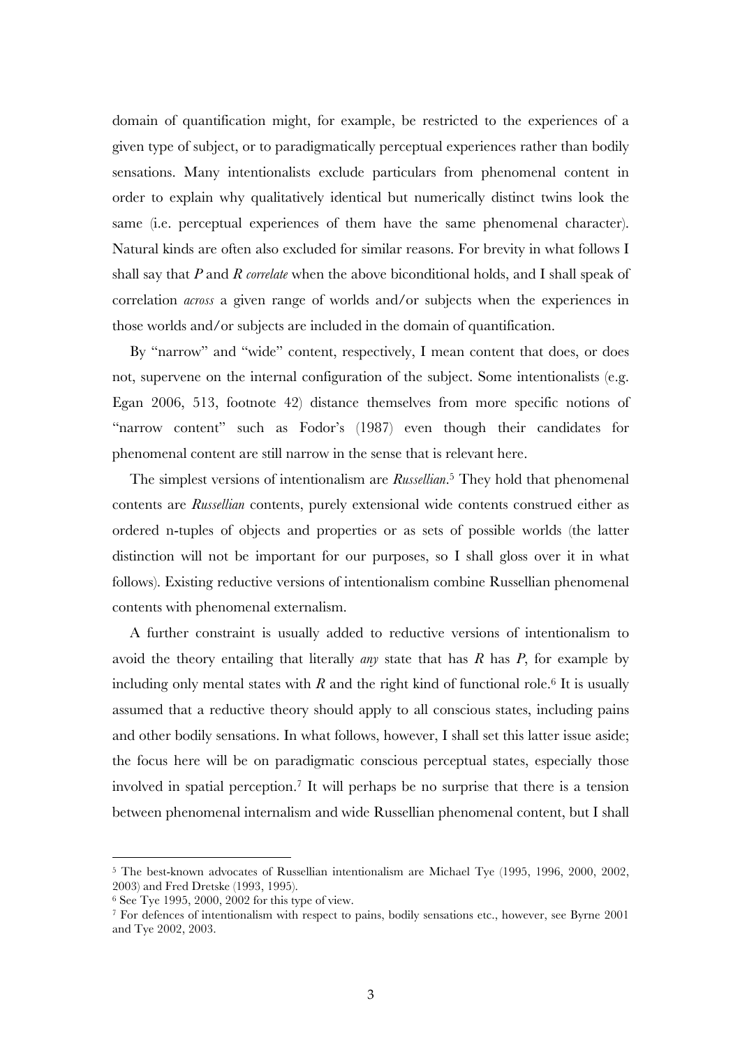domain of quantification might, for example, be restricted to the experiences of a given type of subject, or to paradigmatically perceptual experiences rather than bodily sensations. Many intentionalists exclude particulars from phenomenal content in order to explain why qualitatively identical but numerically distinct twins look the same (i.e. perceptual experiences of them have the same phenomenal character). Natural kinds are often also excluded for similar reasons. For brevity in what follows I shall say that *P* and *R* *correlate* when the above biconditional holds, and I shall speak of correlation *across* a given range of worlds and/or subjects when the experiences in those worlds and/or subjects are included in the domain of quantification.

By "narrow" and "wide" content, respectively, I mean content that does, or does not, supervene on the internal configuration of the subject. Some intentionalists (e.g. Egan 2006, 513, footnote 42) distance themselves from more specific notions of "narrow content" such as Fodor's (1987) even though their candidates for phenomenal content are still narrow in the sense that is relevant here.

The simplest versions of intentionalism are *Russellian*.[5] They hold that phenomenal contents are *Russellian* contents, purely extensional wide contents construed either as ordered n-tuples of objects and properties or as sets of possible worlds (the latter distinction will not be important for our purposes, so I shall gloss over it in what follows). Existing reductive versions of intentionalism combine Russellian phenomenal contents with phenomenal externalism.

A further constraint is usually added to reductive versions of intentionalism to avoid the theory entailing that literally *any* state that has *R* has *P*, for example by including only mental states with *R* and the right kind of functional role.[6] It is usually assumed that a reductive theory should apply to all conscious states, including pains and other bodily sensations. In what follows, however, I shall set this latter issue aside; the focus here will be on paradigmatic conscious perceptual states, especially those involved in spatial perception.[7] It will perhaps be no surprise that there is a tension between phenomenal internalism and wide Russellian phenomenal content, but I shall

[5] The best-known advocates of Russellian intentionalism are Michael Tye (1995, 1996, 2000, 2002, 2003) and Fred Dretske (1993, 1995).

[6] See Tye 1995, 2000, 2002 for this type of view.

[7] For defences of intentionalism with respect to pains, bodily sensations etc., however, see Byrne 2001 and Tye 2002, 2003.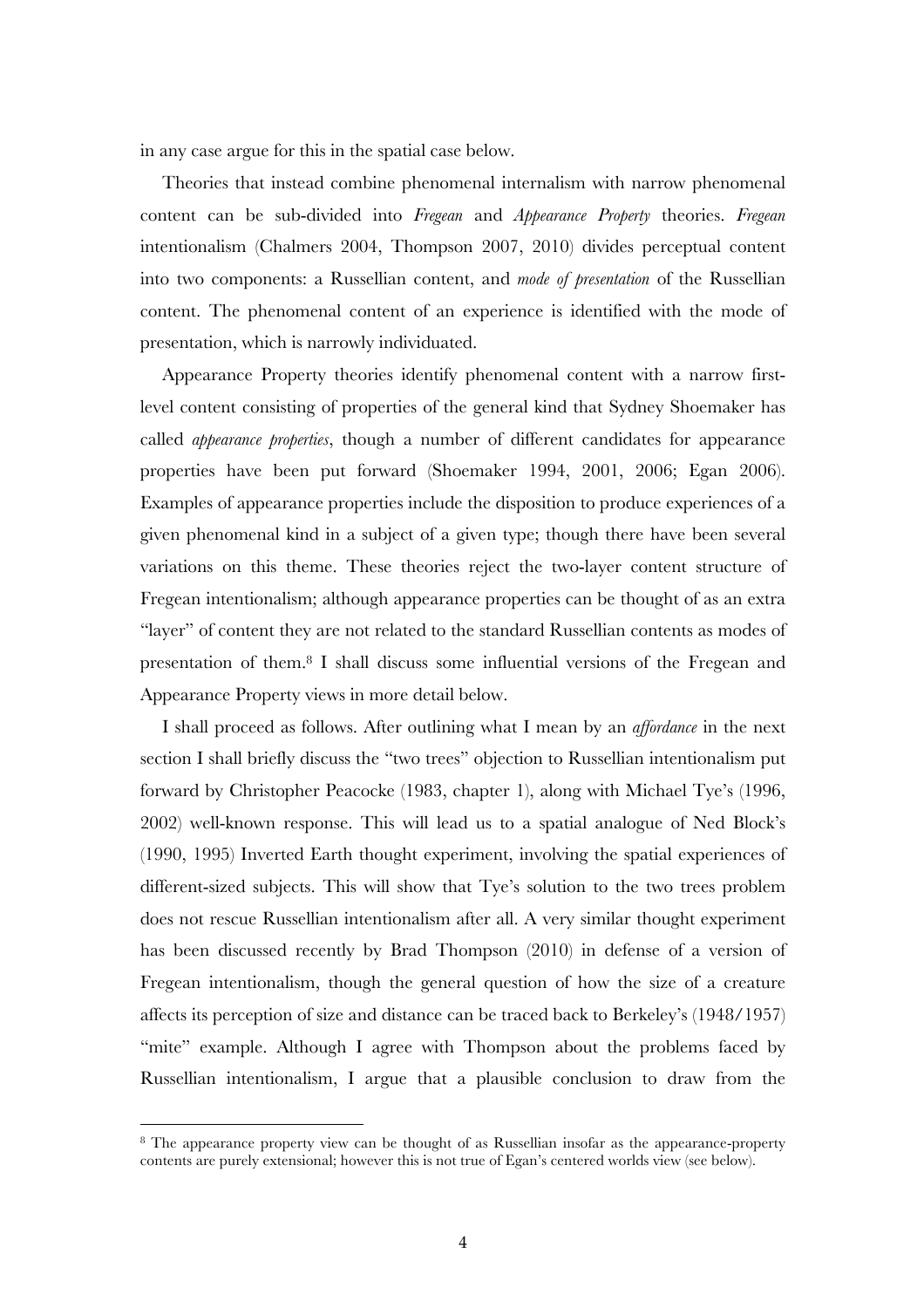in any case argue for this in the spatial case below.

Theories that instead combine phenomenal internalism with narrow phenomenal content can be sub-divided into *Fregean* and *Appearance Property* theories. *Fregean* intentionalism (Chalmers 2004, Thompson 2007, 2010) divides perceptual content into two components: a Russellian content, and *mode of presentation* of the Russellian content. The phenomenal content of an experience is identified with the mode of presentation, which is narrowly individuated.

Appearance Property theories identify phenomenal content with a narrow first-level content consisting of properties of the general kind that Sydney Shoemaker has called *appearance properties*, though a number of different candidates for appearance properties have been put forward (Shoemaker 1994, 2001, 2006; Egan 2006). Examples of appearance properties include the disposition to produce experiences of a given phenomenal kind in a subject of a given type; though there have been several variations on this theme. These theories reject the two-layer content structure of Fregean intentionalism; although appearance properties can be thought of as an extra "layer" of content they are not related to the standard Russellian contents as modes of presentation of them.[8] I shall discuss some influential versions of the Fregean and Appearance Property views in more detail below.

I shall proceed as follows. After outlining what I mean by an *affordance* in the next section I shall briefly discuss the "two trees" objection to Russellian intentionalism put forward by Christopher Peacocke (1983, chapter 1), along with Michael Tye's (1996, 2002) well-known response. This will lead us to a spatial analogue of Ned Block's (1990, 1995) Inverted Earth thought experiment, involving the spatial experiences of different-sized subjects. This will show that Tye's solution to the two trees problem does not rescue Russellian intentionalism after all. A very similar thought experiment has been discussed recently by Brad Thompson (2010) in defense of a version of Fregean intentionalism, though the general question of how the size of a creature affects its perception of size and distance can be traced back to Berkeley's (1948/1957) "mite" example. Although I agree with Thompson about the problems faced by Russellian intentionalism, I argue that a plausible conclusion to draw from the

---

[8] The appearance property view can be thought of as Russellian insofar as the appearance-property contents are purely extensional; however this is not true of Egan's centered worlds view (see below).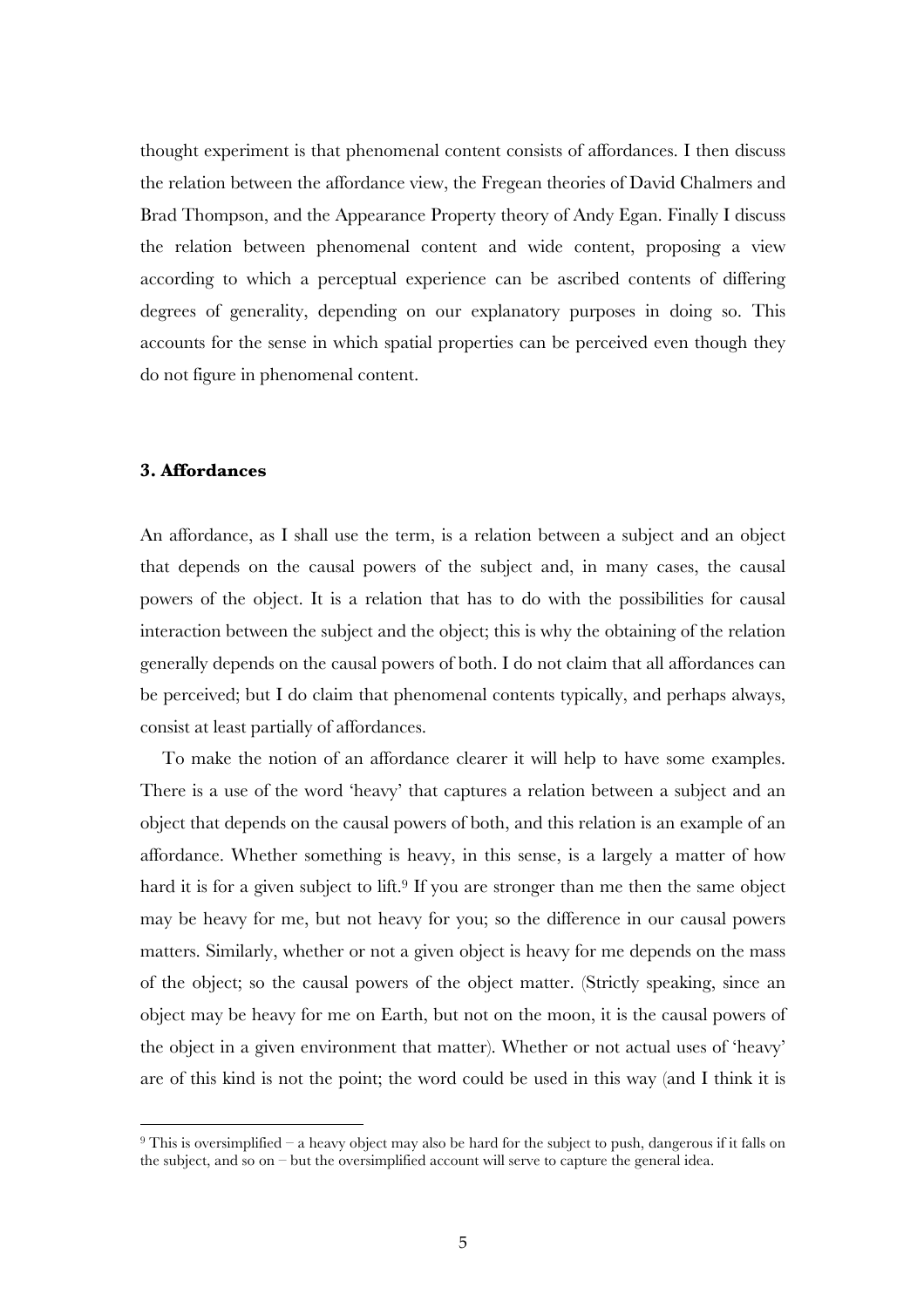thought experiment is that phenomenal content consists of affordances. I then discuss the relation between the affordance view, the Fregean theories of David Chalmers and Brad Thompson, and the Appearance Property theory of Andy Egan. Finally I discuss the relation between phenomenal content and wide content, proposing a view according to which a perceptual experience can be ascribed contents of differing degrees of generality, depending on our explanatory purposes in doing so. This accounts for the sense in which spatial properties can be perceived even though they do not figure in phenomenal content.

### 3. Affordances

An affordance, as I shall use the term, is a relation between a subject and an object that depends on the causal powers of the subject and, in many cases, the causal powers of the object. It is a relation that has to do with the possibilities for causal interaction between the subject and the object; this is why the obtaining of the relation generally depends on the causal powers of both. I do not claim that all affordances can be perceived; but I do claim that phenomenal contents typically, and perhaps always, consist at least partially of affordances.

To make the notion of an affordance clearer it will help to have some examples. There is a use of the word 'heavy' that captures a relation between a subject and an object that depends on the causal powers of both, and this relation is an example of an affordance. Whether something is heavy, in this sense, is a largely a matter of how hard it is for a given subject to lift.[9] If you are stronger than me then the same object may be heavy for me, but not heavy for you; so the difference in our causal powers matters. Similarly, whether or not a given object is heavy for me depends on the mass of the object; so the causal powers of the object matter. (Strictly speaking, since an object may be heavy for me on Earth, but not on the moon, it is the causal powers of the object in a given environment that matter). Whether or not actual uses of 'heavy' are of this kind is not the point; the word could be used in this way (and I think it is

[9] This is oversimplified – a heavy object may also be hard for the subject to push, dangerous if it falls on the subject, and so on – but the oversimplified account will serve to capture the general idea.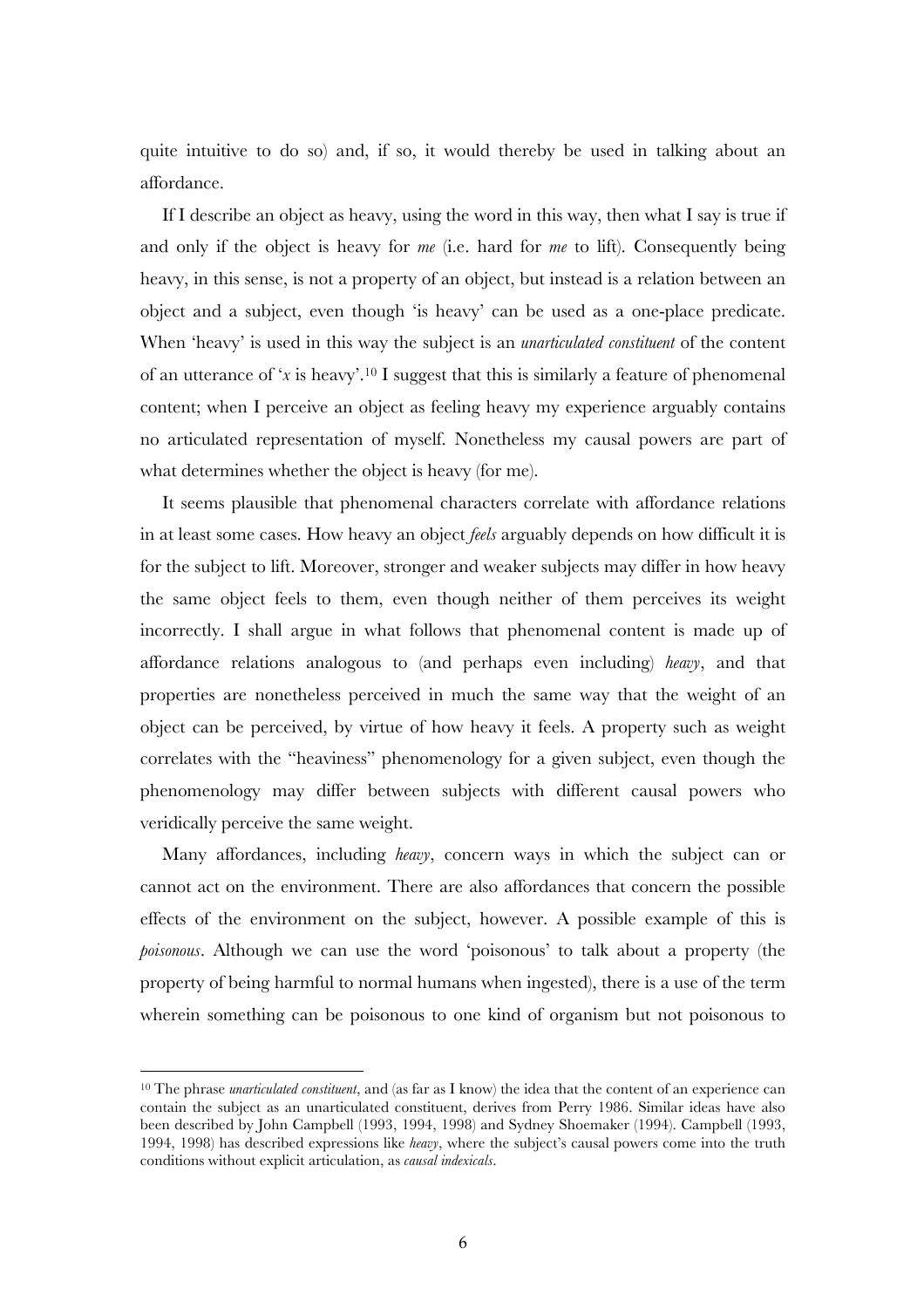quite intuitive to do so) and, if so, it would thereby be used in talking about an affordance.

If I describe an object as heavy, using the word in this way, then what I say is true if and only if the object is heavy for *me* (i.e. hard for *me* to lift). Consequently being heavy, in this sense, is not a property of an object, but instead is a relation between an object and a subject, even though 'is heavy' can be used as a one-place predicate. When 'heavy' is used in this way the subject is an *unarticulated constituent* of the content of an utterance of '*x* is heavy'.[10] I suggest that this is similarly a feature of phenomenal content; when I perceive an object as feeling heavy my experience arguably contains no articulated representation of myself. Nonetheless my causal powers are part of what determines whether the object is heavy (for me).

It seems plausible that phenomenal characters correlate with affordance relations in at least some cases. How heavy an object *feels* arguably depends on how difficult it is for the subject to lift. Moreover, stronger and weaker subjects may differ in how heavy the same object feels to them, even though neither of them perceives its weight incorrectly. I shall argue in what follows that phenomenal content is made up of affordance relations analogous to (and perhaps even including) *heavy*, and that properties are nonetheless perceived in much the same way that the weight of an object can be perceived, by virtue of how heavy it feels. A property such as weight correlates with the "heaviness" phenomenology for a given subject, even though the phenomenology may differ between subjects with different causal powers who veridically perceive the same weight.

Many affordances, including *heavy*, concern ways in which the subject can or cannot act on the environment. There are also affordances that concern the possible effects of the environment on the subject, however. A possible example of this is *poisonous*. Although we can use the word 'poisonous' to talk about a property (the property of being harmful to normal humans when ingested), there is a use of the term wherein something can be poisonous to one kind of organism but not poisonous to

[10] The phrase *unarticulated constituent*, and (as far as I know) the idea that the content of an experience can contain the subject as an unarticulated constituent, derives from Perry 1986. Similar ideas have also been described by John Campbell (1993, 1994, 1998) and Sydney Shoemaker (1994). Campbell (1993, 1994, 1998) has described expressions like *heavy*, where the subject's causal powers come into the truth conditions without explicit articulation, as *causal indexicals*.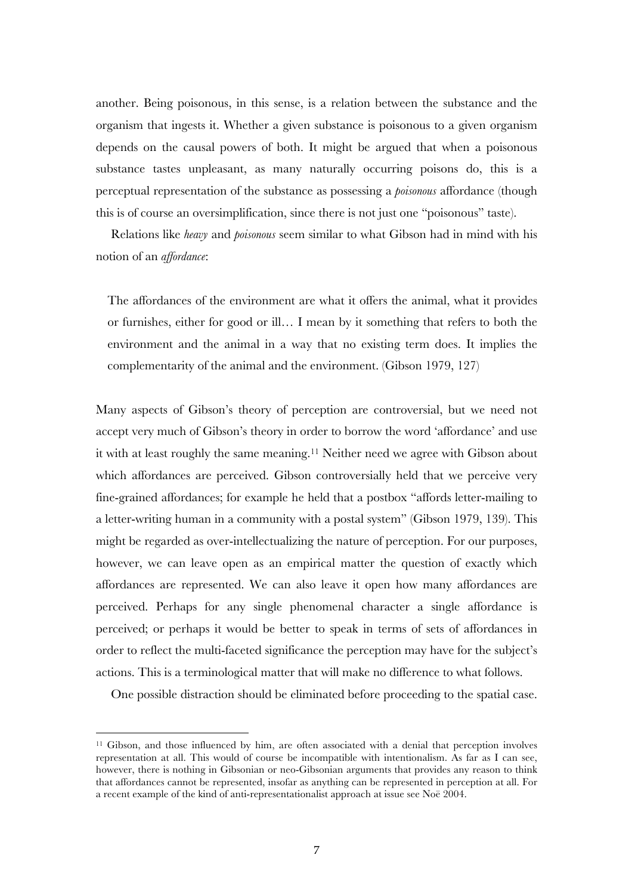another. Being poisonous, in this sense, is a relation between the substance and the organism that ingests it. Whether a given substance is poisonous to a given organism depends on the causal powers of both. It might be argued that when a poisonous substance tastes unpleasant, as many naturally occurring poisons do, this is a perceptual representation of the substance as possessing a *poisonous* affordance (though this is of course an oversimplification, since there is not just one "poisonous" taste).

Relations like *heavy* and *poisonous* seem similar to what Gibson had in mind with his notion of an *affordance*:

> The affordances of the environment are what it offers the animal, what it provides or furnishes, either for good or ill… I mean by it something that refers to both the environment and the animal in a way that no existing term does. It implies the complementarity of the animal and the environment. (Gibson 1979, 127)

Many aspects of Gibson's theory of perception are controversial, but we need not accept very much of Gibson's theory in order to borrow the word 'affordance' and use it with at least roughly the same meaning.[11] Neither need we agree with Gibson about which affordances are perceived. Gibson controversially held that we perceive very fine-grained affordances; for example he held that a postbox "affords letter-mailing to a letter-writing human in a community with a postal system" (Gibson 1979, 139). This might be regarded as over-intellectualizing the nature of perception. For our purposes, however, we can leave open as an empirical matter the question of exactly which affordances are represented. We can also leave it open how many affordances are perceived. Perhaps for any single phenomenal character a single affordance is perceived; or perhaps it would be better to speak in terms of sets of affordances in order to reflect the multi-faceted significance the perception may have for the subject's actions. This is a terminological matter that will make no difference to what follows.

One possible distraction should be eliminated before proceeding to the spatial case.

[11] Gibson, and those influenced by him, are often associated with a denial that perception involves representation at all. This would of course be incompatible with intentionalism. As far as I can see, however, there is nothing in Gibsonian or neo-Gibsonian arguments that provides any reason to think that affordances cannot be represented, insofar as anything can be represented in perception at all. For a recent example of the kind of anti-representationalist approach at issue see Noë 2004.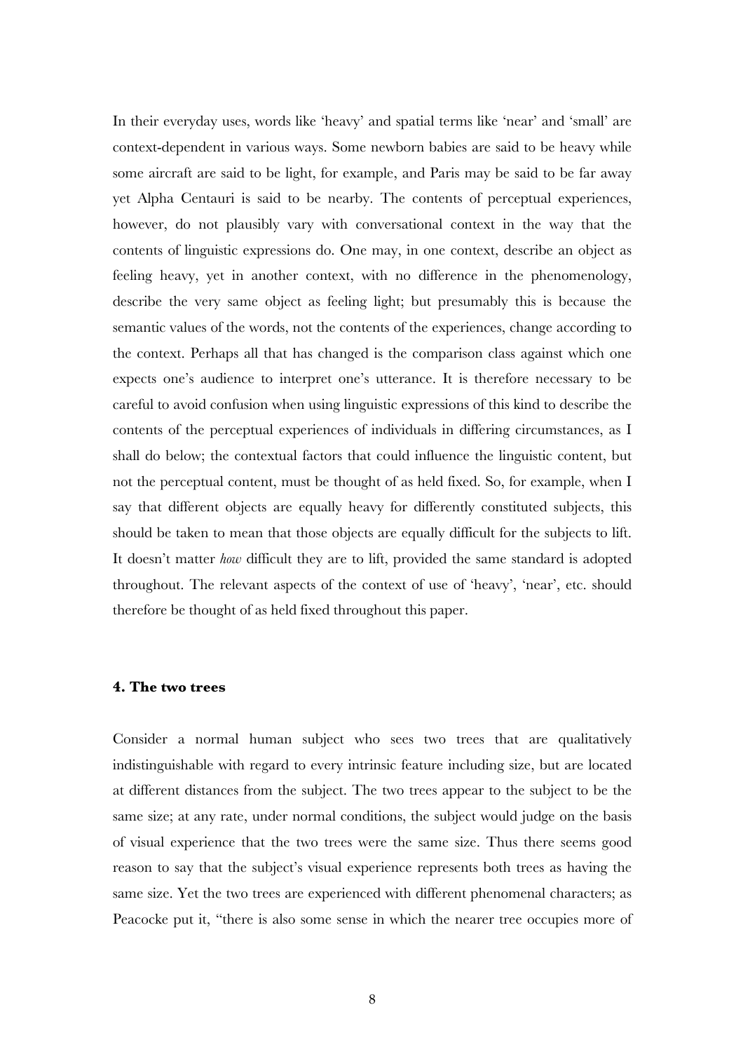In their everyday uses, words like 'heavy' and spatial terms like 'near' and 'small' are context-dependent in various ways. Some newborn babies are said to be heavy while some aircraft are said to be light, for example, and Paris may be said to be far away yet Alpha Centauri is said to be nearby. The contents of perceptual experiences, however, do not plausibly vary with conversational context in the way that the contents of linguistic expressions do. One may, in one context, describe an object as feeling heavy, yet in another context, with no difference in the phenomenology, describe the very same object as feeling light; but presumably this is because the semantic values of the words, not the contents of the experiences, change according to the context. Perhaps all that has changed is the comparison class against which one expects one's audience to interpret one's utterance. It is therefore necessary to be careful to avoid confusion when using linguistic expressions of this kind to describe the contents of the perceptual experiences of individuals in differing circumstances, as I shall do below; the contextual factors that could influence the linguistic content, but not the perceptual content, must be thought of as held fixed. So, for example, when I say that different objects are equally heavy for differently constituted subjects, this should be taken to mean that those objects are equally difficult for the subjects to lift. It doesn't matter *how* difficult they are to lift, provided the same standard is adopted throughout. The relevant aspects of the context of use of 'heavy', 'near', etc. should therefore be thought of as held fixed throughout this paper.

## 4. The two trees

Consider a normal human subject who sees two trees that are qualitatively indistinguishable with regard to every intrinsic feature including size, but are located at different distances from the subject. The two trees appear to the subject to be the same size; at any rate, under normal conditions, the subject would judge on the basis of visual experience that the two trees were the same size. Thus there seems good reason to say that the subject's visual experience represents both trees as having the same size. Yet the two trees are experienced with different phenomenal characters; as Peacocke put it, "there is also some sense in which the nearer tree occupies more of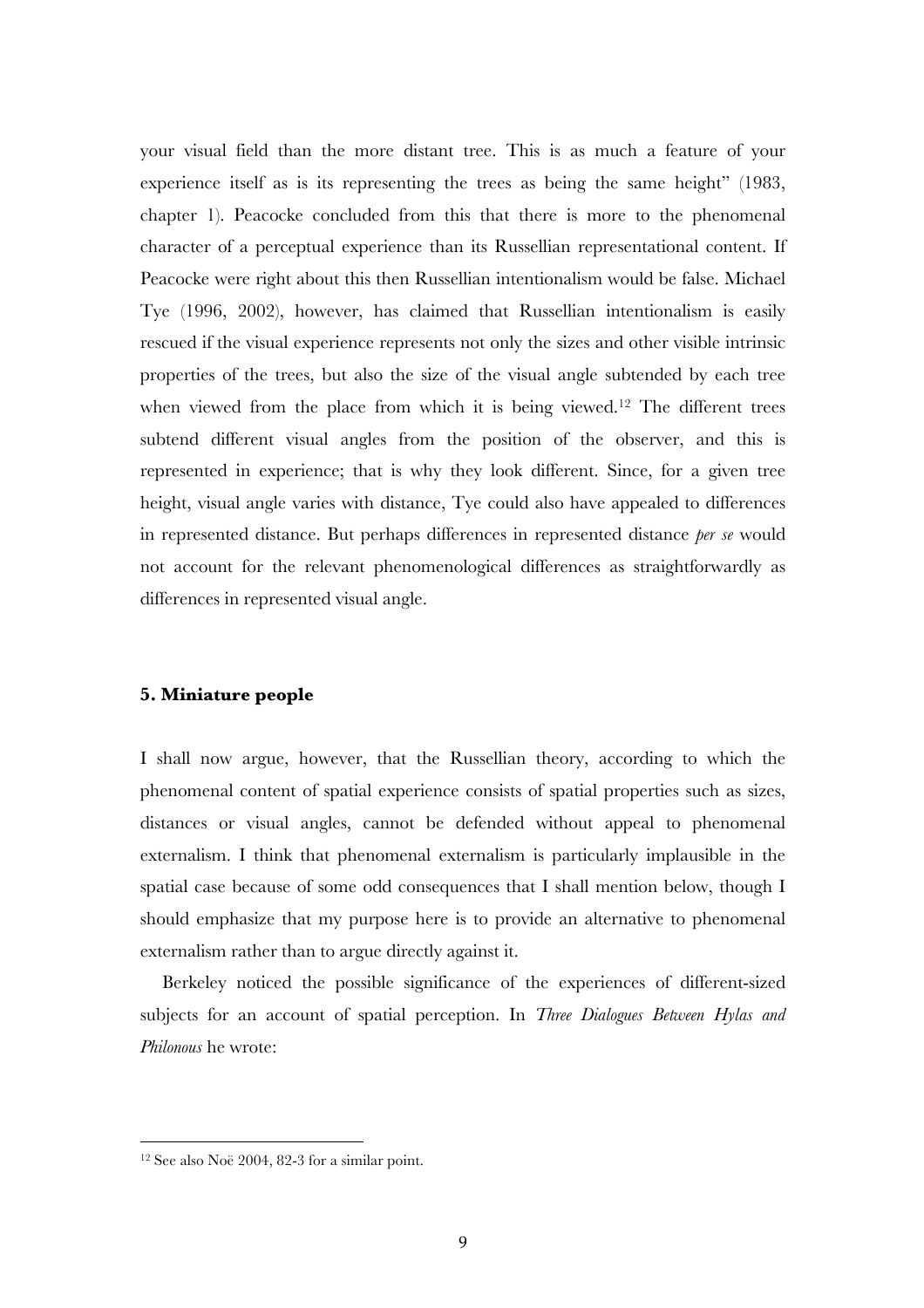your visual field than the more distant tree. This is as much a feature of your experience itself as is its representing the trees as being the same height" (1983, chapter 1). Peacocke concluded from this that there is more to the phenomenal character of a perceptual experience than its Russellian representational content. If Peacocke were right about this then Russellian intentionalism would be false. Michael Tye (1996, 2002), however, has claimed that Russellian intentionalism is easily rescued if the visual experience represents not only the sizes and other visible intrinsic properties of the trees, but also the size of the visual angle subtended by each tree when viewed from the place from which it is being viewed.[12] The different trees subtend different visual angles from the position of the observer, and this is represented in experience; that is why they look different. Since, for a given tree height, visual angle varies with distance, Tye could also have appealed to differences in represented distance. But perhaps differences in represented distance *per se* would not account for the relevant phenomenological differences as straightforwardly as differences in represented visual angle.

## 5. Miniature people

I shall now argue, however, that the Russellian theory, according to which the phenomenal content of spatial experience consists of spatial properties such as sizes, distances or visual angles, cannot be defended without appeal to phenomenal externalism. I think that phenomenal externalism is particularly implausible in the spatial case because of some odd consequences that I shall mention below, though I should emphasize that my purpose here is to provide an alternative to phenomenal externalism rather than to argue directly against it.

Berkeley noticed the possible significance of the experiences of different-sized subjects for an account of spatial perception. In *Three Dialogues Between Hylas and Philonous* he wrote:

[12] See also Noë 2004, 82-3 for a similar point.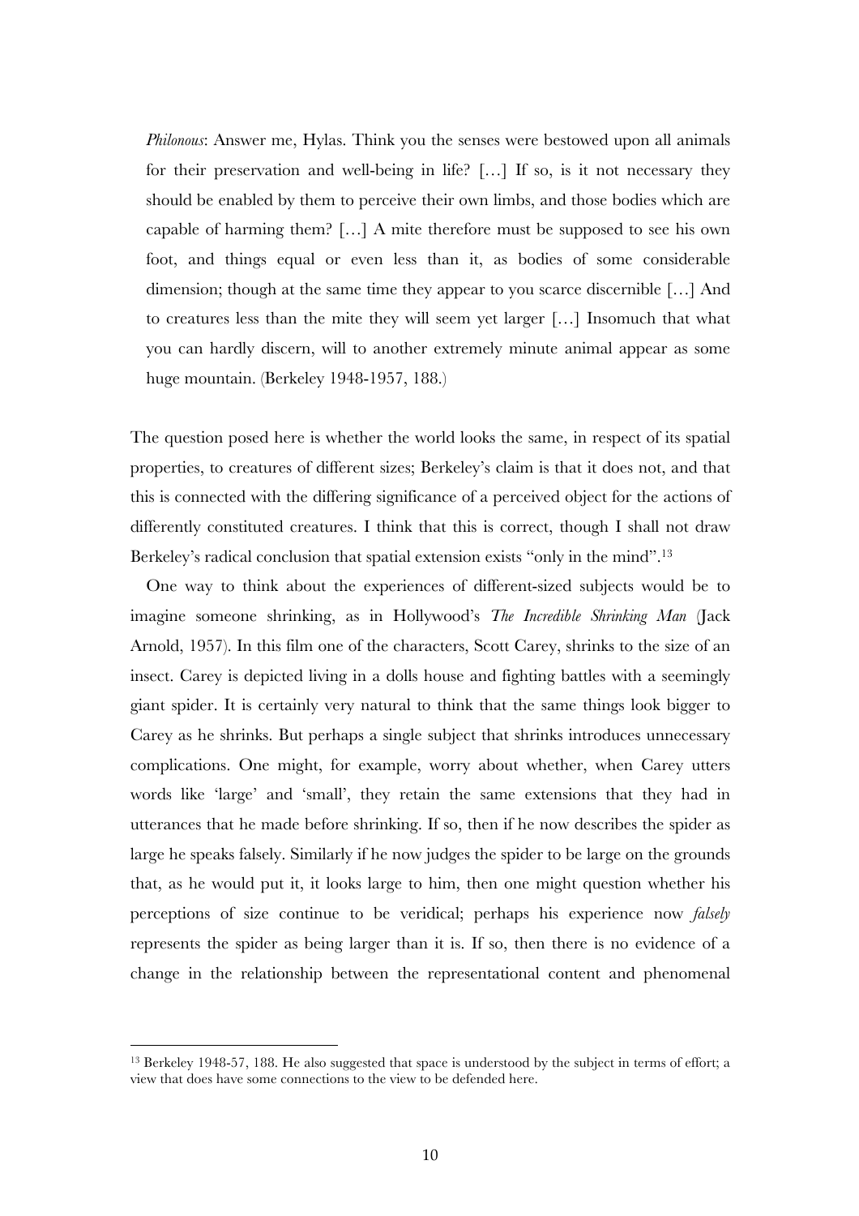> *Philonous*: Answer me, Hylas. Think you the senses were bestowed upon all animals for their preservation and well-being in life? […] If so, is it not necessary they should be enabled by them to perceive their own limbs, and those bodies which are capable of harming them? […] A mite therefore must be supposed to see his own foot, and things equal or even less than it, as bodies of some considerable dimension; though at the same time they appear to you scarce discernible […] And to creatures less than the mite they will seem yet larger […] Insomuch that what you can hardly discern, will to another extremely minute animal appear as some huge mountain. (Berkeley 1948-1957, 188.)

The question posed here is whether the world looks the same, in respect of its spatial properties, to creatures of different sizes; Berkeley's claim is that it does not, and that this is connected with the differing significance of a perceived object for the actions of differently constituted creatures. I think that this is correct, though I shall not draw Berkeley's radical conclusion that spatial extension exists "only in the mind".[13]

One way to think about the experiences of different-sized subjects would be to imagine someone shrinking, as in Hollywood's *The Incredible Shrinking Man* (Jack Arnold, 1957). In this film one of the characters, Scott Carey, shrinks to the size of an insect. Carey is depicted living in a dolls house and fighting battles with a seemingly giant spider. It is certainly very natural to think that the same things look bigger to Carey as he shrinks. But perhaps a single subject that shrinks introduces unnecessary complications. One might, for example, worry about whether, when Carey utters words like 'large' and 'small', they retain the same extensions that they had in utterances that he made before shrinking. If so, then if he now describes the spider as large he speaks falsely. Similarly if he now judges the spider to be large on the grounds that, as he would put it, it looks large to him, then one might question whether his perceptions of size continue to be veridical; perhaps his experience now *falsely* represents the spider as being larger than it is. If so, then there is no evidence of a change in the relationship between the representational content and phenomenal

[13] Berkeley 1948-57, 188. He also suggested that space is understood by the subject in terms of effort; a view that does have some connections to the view to be defended here.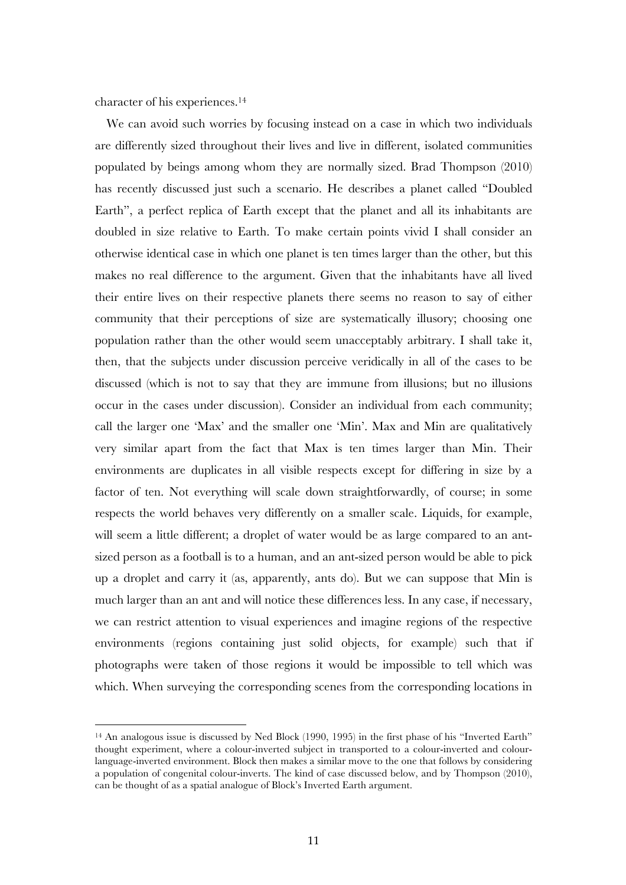character of his experiences.[14]

We can avoid such worries by focusing instead on a case in which two individuals are differently sized throughout their lives and live in different, isolated communities populated by beings among whom they are normally sized. Brad Thompson (2010) has recently discussed just such a scenario. He describes a planet called "Doubled Earth", a perfect replica of Earth except that the planet and all its inhabitants are doubled in size relative to Earth. To make certain points vivid I shall consider an otherwise identical case in which one planet is ten times larger than the other, but this makes no real difference to the argument. Given that the inhabitants have all lived their entire lives on their respective planets there seems no reason to say of either community that their perceptions of size are systematically illusory; choosing one population rather than the other would seem unacceptably arbitrary. I shall take it, then, that the subjects under discussion perceive veridically in all of the cases to be discussed (which is not to say that they are immune from illusions; but no illusions occur in the cases under discussion). Consider an individual from each community; call the larger one 'Max' and the smaller one 'Min'. Max and Min are qualitatively very similar apart from the fact that Max is ten times larger than Min. Their environments are duplicates in all visible respects except for differing in size by a factor of ten. Not everything will scale down straightforwardly, of course; in some respects the world behaves very differently on a smaller scale. Liquids, for example, will seem a little different; a droplet of water would be as large compared to an ant-sized person as a football is to a human, and an ant-sized person would be able to pick up a droplet and carry it (as, apparently, ants do). But we can suppose that Min is much larger than an ant and will notice these differences less. In any case, if necessary, we can restrict attention to visual experiences and imagine regions of the respective environments (regions containing just solid objects, for example) such that if photographs were taken of those regions it would be impossible to tell which was which. When surveying the corresponding scenes from the corresponding locations in

[14] An analogous issue is discussed by Ned Block (1990, 1995) in the first phase of his "Inverted Earth" thought experiment, where a colour-inverted subject in transported to a colour-inverted and colour-language-inverted environment. Block then makes a similar move to the one that follows by considering a population of congenital colour-inverts. The kind of case discussed below, and by Thompson (2010), can be thought of as a spatial analogue of Block's Inverted Earth argument.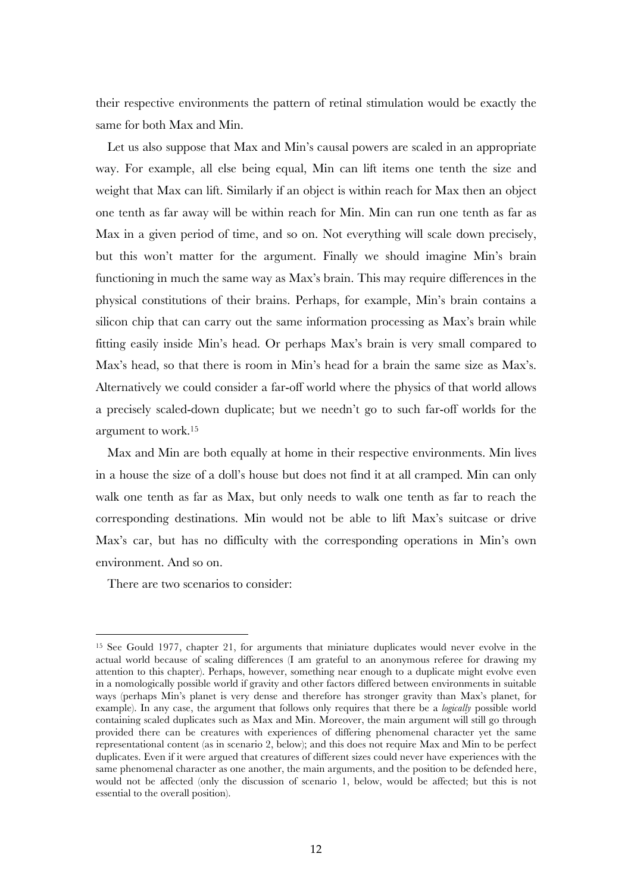their respective environments the pattern of retinal stimulation would be exactly the same for both Max and Min.

Let us also suppose that Max and Min's causal powers are scaled in an appropriate way. For example, all else being equal, Min can lift items one tenth the size and weight that Max can lift. Similarly if an object is within reach for Max then an object one tenth as far away will be within reach for Min. Min can run one tenth as far as Max in a given period of time, and so on. Not everything will scale down precisely, but this won't matter for the argument. Finally we should imagine Min's brain functioning in much the same way as Max's brain. This may require differences in the physical constitutions of their brains. Perhaps, for example, Min's brain contains a silicon chip that can carry out the same information processing as Max's brain while fitting easily inside Min's head. Or perhaps Max's brain is very small compared to Max's head, so that there is room in Min's head for a brain the same size as Max's. Alternatively we could consider a far-off world where the physics of that world allows a precisely scaled-down duplicate; but we needn't go to such far-off worlds for the argument to work.[15]

Max and Min are both equally at home in their respective environments. Min lives in a house the size of a doll's house but does not find it at all cramped. Min can only walk one tenth as far as Max, but only needs to walk one tenth as far to reach the corresponding destinations. Min would not be able to lift Max's suitcase or drive Max's car, but has no difficulty with the corresponding operations in Min's own environment. And so on.

There are two scenarios to consider:

---

[15] See Gould 1977, chapter 21, for arguments that miniature duplicates would never evolve in the actual world because of scaling differences (I am grateful to an anonymous referee for drawing my attention to this chapter). Perhaps, however, something near enough to a duplicate might evolve even in a nomologically possible world if gravity and other factors differed between environments in suitable ways (perhaps Min's planet is very dense and therefore has stronger gravity than Max's planet, for example). In any case, the argument that follows only requires that there be a *logically* possible world containing scaled duplicates such as Max and Min. Moreover, the main argument will still go through provided there can be creatures with experiences of differing phenomenal character yet the same representational content (as in scenario 2, below); and this does not require Max and Min to be perfect duplicates. Even if it were argued that creatures of different sizes could never have experiences with the same phenomenal character as one another, the main arguments, and the position to be defended here, would not be affected (only the discussion of scenario 1, below, would be affected; but this is not essential to the overall position).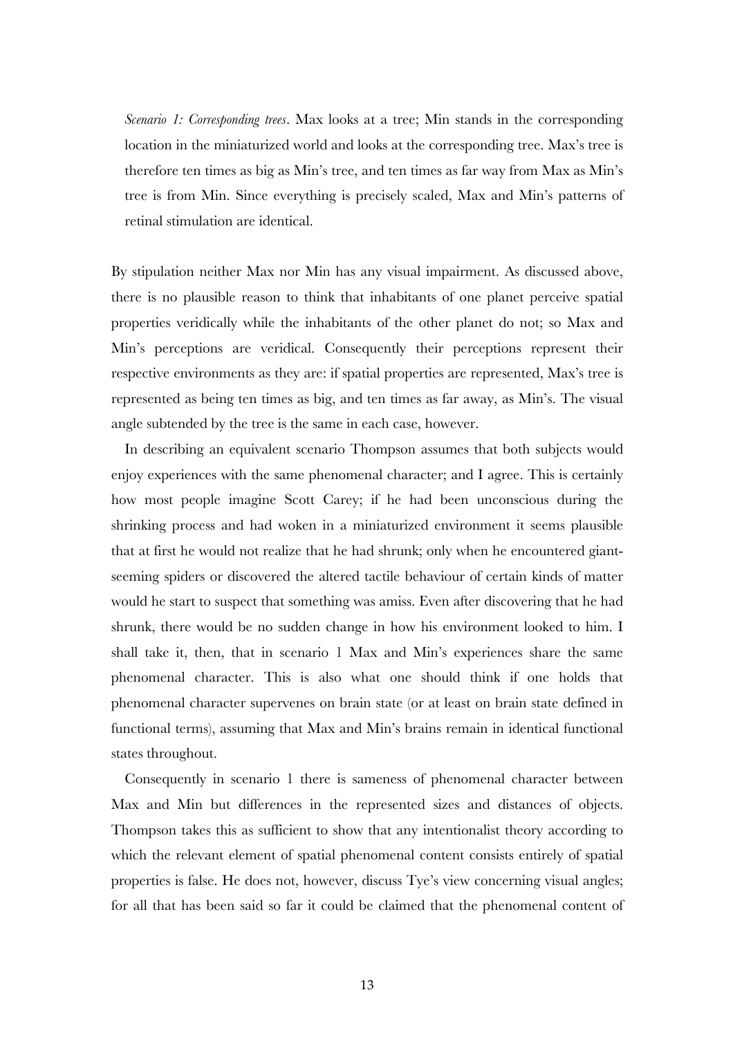*Scenario 1: Corresponding trees*. Max looks at a tree; Min stands in the corresponding location in the miniaturized world and looks at the corresponding tree. Max's tree is therefore ten times as big as Min's tree, and ten times as far way from Max as Min's tree is from Min. Since everything is precisely scaled, Max and Min's patterns of retinal stimulation are identical.

By stipulation neither Max nor Min has any visual impairment. As discussed above, there is no plausible reason to think that inhabitants of one planet perceive spatial properties veridically while the inhabitants of the other planet do not; so Max and Min's perceptions are veridical. Consequently their perceptions represent their respective environments as they are: if spatial properties are represented, Max's tree is represented as being ten times as big, and ten times as far away, as Min's. The visual angle subtended by the tree is the same in each case, however.

In describing an equivalent scenario Thompson assumes that both subjects would enjoy experiences with the same phenomenal character; and I agree. This is certainly how most people imagine Scott Carey; if he had been unconscious during the shrinking process and had woken in a miniaturized environment it seems plausible that at first he would not realize that he had shrunk; only when he encountered giant-seeming spiders or discovered the altered tactile behaviour of certain kinds of matter would he start to suspect that something was amiss. Even after discovering that he had shrunk, there would be no sudden change in how his environment looked to him. I shall take it, then, that in scenario 1 Max and Min's experiences share the same phenomenal character. This is also what one should think if one holds that phenomenal character supervenes on brain state (or at least on brain state defined in functional terms), assuming that Max and Min's brains remain in identical functional states throughout.

Consequently in scenario 1 there is sameness of phenomenal character between Max and Min but differences in the represented sizes and distances of objects. Thompson takes this as sufficient to show that any intentionalist theory according to which the relevant element of spatial phenomenal content consists entirely of spatial properties is false. He does not, however, discuss Tye's view concerning visual angles; for all that has been said so far it could be claimed that the phenomenal content of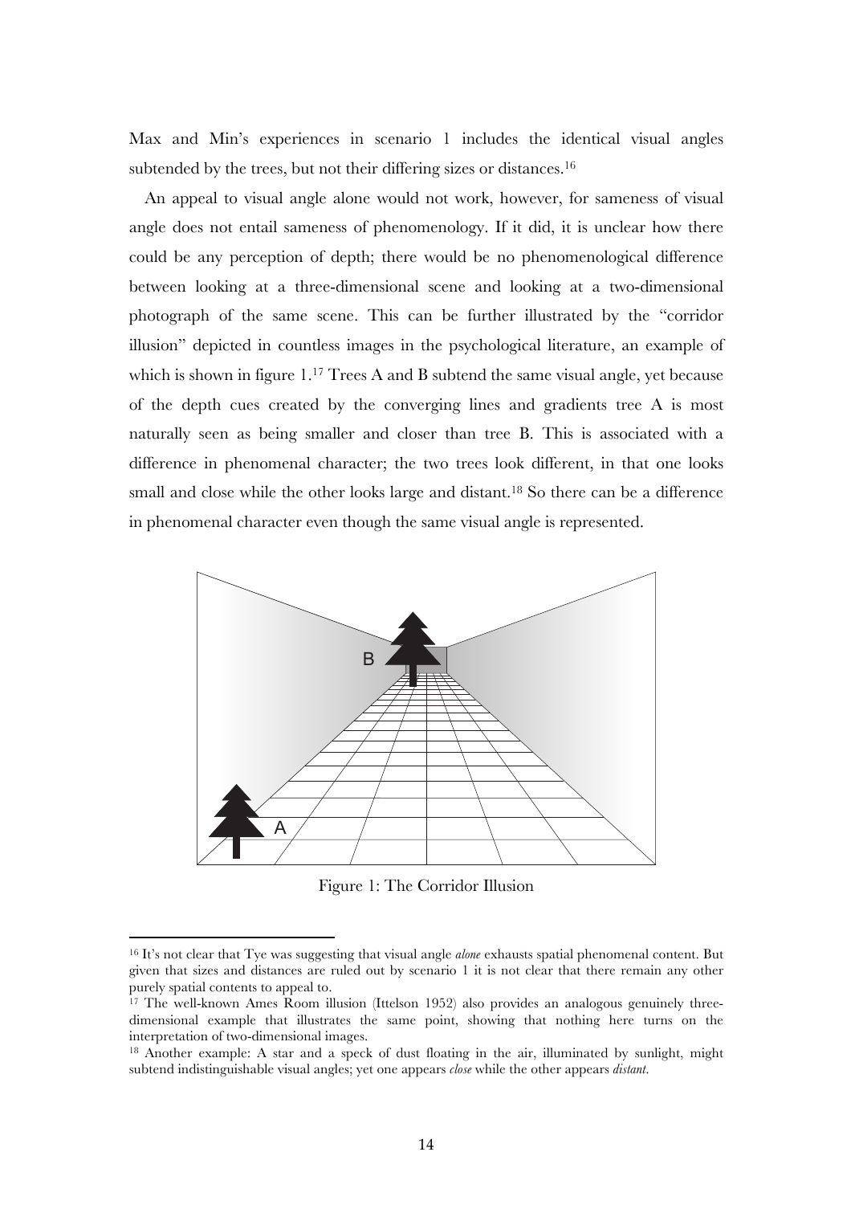Max and Min's experiences in scenario 1 includes the identical visual angles subtended by the trees, but not their differing sizes or distances.[16]

An appeal to visual angle alone would not work, however, for sameness of visual angle does not entail sameness of phenomenology. If it did, it is unclear how there could be any perception of depth; there would be no phenomenological difference between looking at a three-dimensional scene and looking at a two-dimensional photograph of the same scene. This can be further illustrated by the "corridor illusion" depicted in countless images in the psychological literature, an example of which is shown in figure 1.[17] Trees A and B subtend the same visual angle, yet because of the depth cues created by the converging lines and gradients tree A is most naturally seen as being smaller and closer than tree B. This is associated with a difference in phenomenal character; the two trees look different, in that one looks small and close while the other looks large and distant.[18] So there can be a difference in phenomenal character even though the same visual angle is represented.

Figure 1: The Corridor Illusion

[16] It's not clear that Tye was suggesting that visual angle *alone* exhausts spatial phenomenal content. But given that sizes and distances are ruled out by scenario 1 it is not clear that there remain any other purely spatial contents to appeal to.

[17] The well-known Ames Room illusion (Ittelson 1952) also provides an analogous genuinely three-dimensional example that illustrates the same point, showing that nothing here turns on the interpretation of two-dimensional images.

[18] Another example: A star and a speck of dust floating in the air, illuminated by sunlight, might subtend indistinguishable visual angles; yet one appears *close* while the other appears *distant*.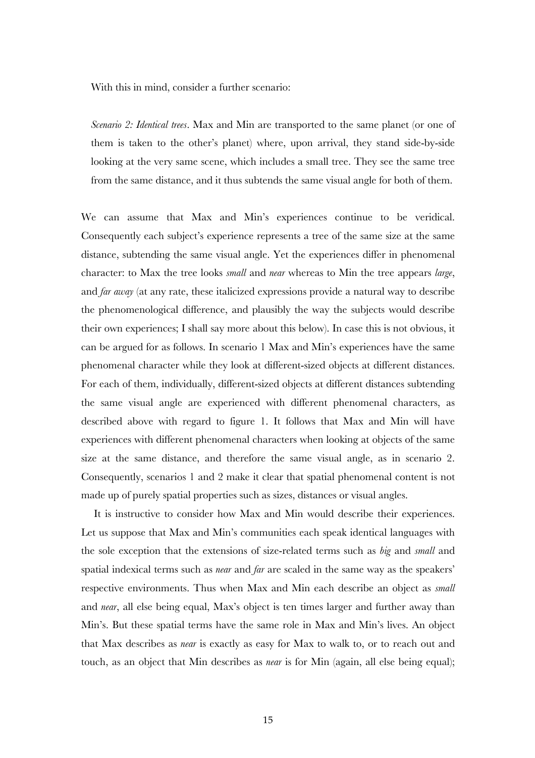With this in mind, consider a further scenario:

> *Scenario 2: Identical trees*. Max and Min are transported to the same planet (or one of them is taken to the other's planet) where, upon arrival, they stand side-by-side looking at the very same scene, which includes a small tree. They see the same tree from the same distance, and it thus subtends the same visual angle for both of them.

We can assume that Max and Min's experiences continue to be veridical. Consequently each subject's experience represents a tree of the same size at the same distance, subtending the same visual angle. Yet the experiences differ in phenomenal character: to Max the tree looks *small* and *near* whereas to Min the tree appears *large*, and *far away* (at any rate, these italicized expressions provide a natural way to describe the phenomenological difference, and plausibly the way the subjects would describe their own experiences; I shall say more about this below). In case this is not obvious, it can be argued for as follows. In scenario 1 Max and Min's experiences have the same phenomenal character while they look at different-sized objects at different distances. For each of them, individually, different-sized objects at different distances subtending the same visual angle are experienced with different phenomenal characters, as described above with regard to figure 1. It follows that Max and Min will have experiences with different phenomenal characters when looking at objects of the same size at the same distance, and therefore the same visual angle, as in scenario 2. Consequently, scenarios 1 and 2 make it clear that spatial phenomenal content is not made up of purely spatial properties such as sizes, distances or visual angles.

It is instructive to consider how Max and Min would describe their experiences. Let us suppose that Max and Min's communities each speak identical languages with the sole exception that the extensions of size-related terms such as *big* and *small* and spatial indexical terms such as *near* and *far* are scaled in the same way as the speakers' respective environments. Thus when Max and Min each describe an object as *small* and *near*, all else being equal, Max's object is ten times larger and further away than Min's. But these spatial terms have the same role in Max and Min's lives. An object that Max describes as *near* is exactly as easy for Max to walk to, or to reach out and touch, as an object that Min describes as *near* is for Min (again, all else being equal);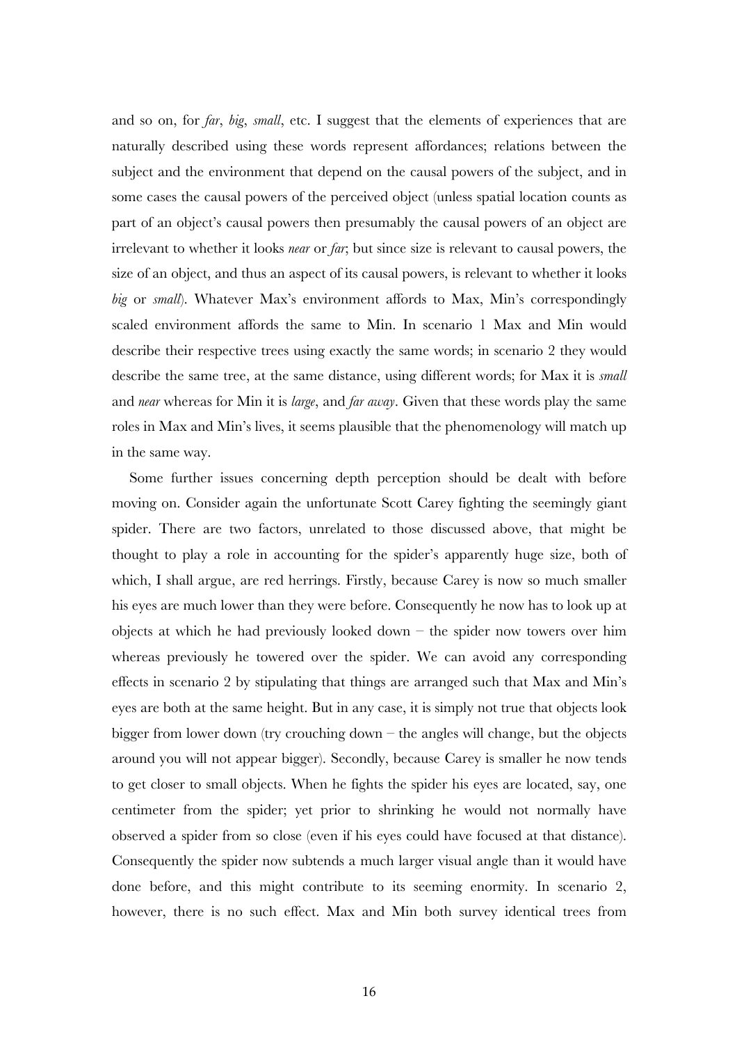and so on, for *far*, *big*, *small*, etc. I suggest that the elements of experiences that are naturally described using these words represent affordances; relations between the subject and the environment that depend on the causal powers of the subject, and in some cases the causal powers of the perceived object (unless spatial location counts as part of an object's causal powers then presumably the causal powers of an object are irrelevant to whether it looks *near* or *far*; but since size is relevant to causal powers, the size of an object, and thus an aspect of its causal powers, is relevant to whether it looks *big* or *small*). Whatever Max's environment affords to Max, Min's correspondingly scaled environment affords the same to Min. In scenario 1 Max and Min would describe their respective trees using exactly the same words; in scenario 2 they would describe the same tree, at the same distance, using different words; for Max it is *small* and *near* whereas for Min it is *large*, and *far away*. Given that these words play the same roles in Max and Min's lives, it seems plausible that the phenomenology will match up in the same way.

Some further issues concerning depth perception should be dealt with before moving on. Consider again the unfortunate Scott Carey fighting the seemingly giant spider. There are two factors, unrelated to those discussed above, that might be thought to play a role in accounting for the spider's apparently huge size, both of which, I shall argue, are red herrings. Firstly, because Carey is now so much smaller his eyes are much lower than they were before. Consequently he now has to look up at objects at which he had previously looked down – the spider now towers over him whereas previously he towered over the spider. We can avoid any corresponding effects in scenario 2 by stipulating that things are arranged such that Max and Min's eyes are both at the same height. But in any case, it is simply not true that objects look bigger from lower down (try crouching down – the angles will change, but the objects around you will not appear bigger). Secondly, because Carey is smaller he now tends to get closer to small objects. When he fights the spider his eyes are located, say, one centimeter from the spider; yet prior to shrinking he would not normally have observed a spider from so close (even if his eyes could have focused at that distance). Consequently the spider now subtends a much larger visual angle than it would have done before, and this might contribute to its seeming enormity. In scenario 2, however, there is no such effect. Max and Min both survey identical trees from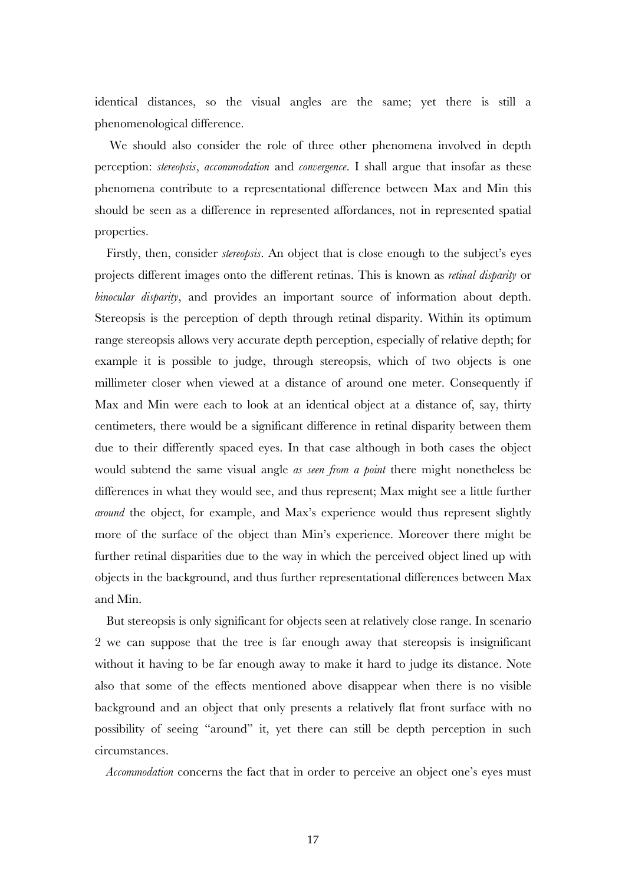identical distances, so the visual angles are the same; yet there is still a phenomenological difference.

We should also consider the role of three other phenomena involved in depth perception: *stereopsis*, *accommodation* and *convergence*. I shall argue that insofar as these phenomena contribute to a representational difference between Max and Min this should be seen as a difference in represented affordances, not in represented spatial properties.

Firstly, then, consider *stereopsis*. An object that is close enough to the subject's eyes projects different images onto the different retinas. This is known as *retinal disparity* or *binocular disparity*, and provides an important source of information about depth. Stereopsis is the perception of depth through retinal disparity. Within its optimum range stereopsis allows very accurate depth perception, especially of relative depth; for example it is possible to judge, through stereopsis, which of two objects is one millimeter closer when viewed at a distance of around one meter. Consequently if Max and Min were each to look at an identical object at a distance of, say, thirty centimeters, there would be a significant difference in retinal disparity between them due to their differently spaced eyes. In that case although in both cases the object would subtend the same visual angle *as seen from a point* there might nonetheless be differences in what they would see, and thus represent; Max might see a little further *around* the object, for example, and Max's experience would thus represent slightly more of the surface of the object than Min's experience. Moreover there might be further retinal disparities due to the way in which the perceived object lined up with objects in the background, and thus further representational differences between Max and Min.

But stereopsis is only significant for objects seen at relatively close range. In scenario 2 we can suppose that the tree is far enough away that stereopsis is insignificant without it having to be far enough away to make it hard to judge its distance. Note also that some of the effects mentioned above disappear when there is no visible background and an object that only presents a relatively flat front surface with no possibility of seeing "around" it, yet there can still be depth perception in such circumstances.

*Accommodation* concerns the fact that in order to perceive an object one's eyes must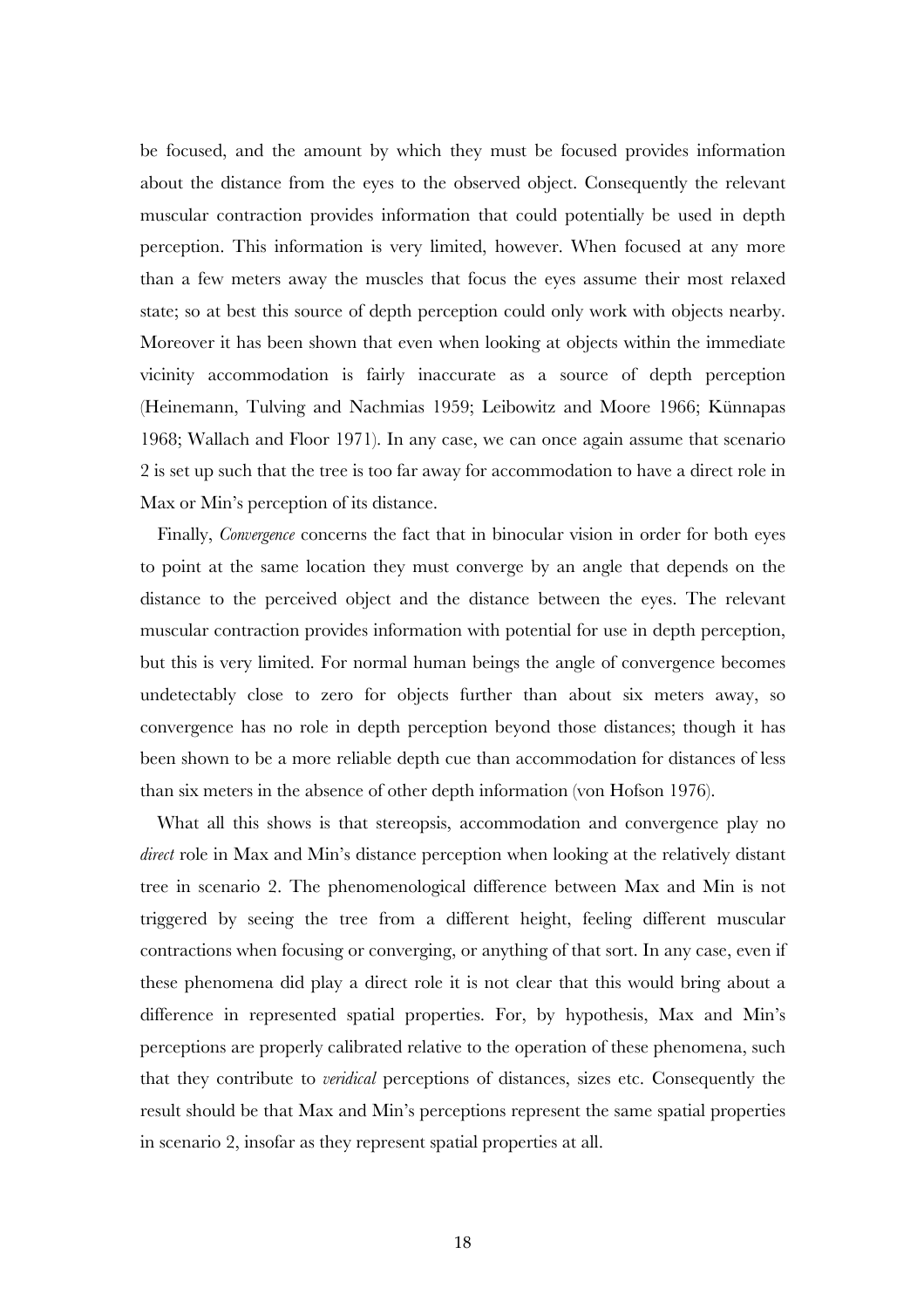be focused, and the amount by which they must be focused provides information about the distance from the eyes to the observed object. Consequently the relevant muscular contraction provides information that could potentially be used in depth perception. This information is very limited, however. When focused at any more than a few meters away the muscles that focus the eyes assume their most relaxed state; so at best this source of depth perception could only work with objects nearby. Moreover it has been shown that even when looking at objects within the immediate vicinity accommodation is fairly inaccurate as a source of depth perception (Heinemann, Tulving and Nachmias 1959; Leibowitz and Moore 1966; Künnapas 1968; Wallach and Floor 1971). In any case, we can once again assume that scenario 2 is set up such that the tree is too far away for accommodation to have a direct role in Max or Min's perception of its distance.

Finally, *Convergence* concerns the fact that in binocular vision in order for both eyes to point at the same location they must converge by an angle that depends on the distance to the perceived object and the distance between the eyes. The relevant muscular contraction provides information with potential for use in depth perception, but this is very limited. For normal human beings the angle of convergence becomes undetectably close to zero for objects further than about six meters away, so convergence has no role in depth perception beyond those distances; though it has been shown to be a more reliable depth cue than accommodation for distances of less than six meters in the absence of other depth information (von Hofson 1976).

What all this shows is that stereopsis, accommodation and convergence play no *direct* role in Max and Min's distance perception when looking at the relatively distant tree in scenario 2. The phenomenological difference between Max and Min is not triggered by seeing the tree from a different height, feeling different muscular contractions when focusing or converging, or anything of that sort. In any case, even if these phenomena did play a direct role it is not clear that this would bring about a difference in represented spatial properties. For, by hypothesis, Max and Min's perceptions are properly calibrated relative to the operation of these phenomena, such that they contribute to *veridical* perceptions of distances, sizes etc. Consequently the result should be that Max and Min's perceptions represent the same spatial properties in scenario 2, insofar as they represent spatial properties at all.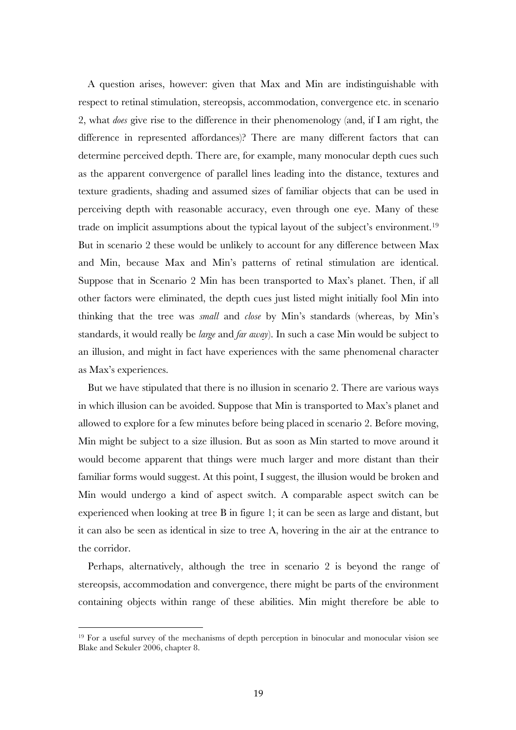A question arises, however: given that Max and Min are indistinguishable with respect to retinal stimulation, stereopsis, accommodation, convergence etc. in scenario 2, what *does* give rise to the difference in their phenomenology (and, if I am right, the difference in represented affordances)? There are many different factors that can determine perceived depth. There are, for example, many monocular depth cues such as the apparent convergence of parallel lines leading into the distance, textures and texture gradients, shading and assumed sizes of familiar objects that can be used in perceiving depth with reasonable accuracy, even through one eye. Many of these trade on implicit assumptions about the typical layout of the subject's environment.[19] But in scenario 2 these would be unlikely to account for any difference between Max and Min, because Max and Min's patterns of retinal stimulation are identical. Suppose that in Scenario 2 Min has been transported to Max's planet. Then, if all other factors were eliminated, the depth cues just listed might initially fool Min into thinking that the tree was *small* and *close* by Min's standards (whereas, by Min's standards, it would really be *large* and *far away*). In such a case Min would be subject to an illusion, and might in fact have experiences with the same phenomenal character as Max's experiences.

But we have stipulated that there is no illusion in scenario 2. There are various ways in which illusion can be avoided. Suppose that Min is transported to Max's planet and allowed to explore for a few minutes before being placed in scenario 2. Before moving, Min might be subject to a size illusion. But as soon as Min started to move around it would become apparent that things were much larger and more distant than their familiar forms would suggest. At this point, I suggest, the illusion would be broken and Min would undergo a kind of aspect switch. A comparable aspect switch can be experienced when looking at tree B in figure 1; it can be seen as large and distant, but it can also be seen as identical in size to tree A, hovering in the air at the entrance to the corridor.

Perhaps, alternatively, although the tree in scenario 2 is beyond the range of stereopsis, accommodation and convergence, there might be parts of the environment containing objects within range of these abilities. Min might therefore be able to

[19] For a useful survey of the mechanisms of depth perception in binocular and monocular vision see Blake and Sekuler 2006, chapter 8.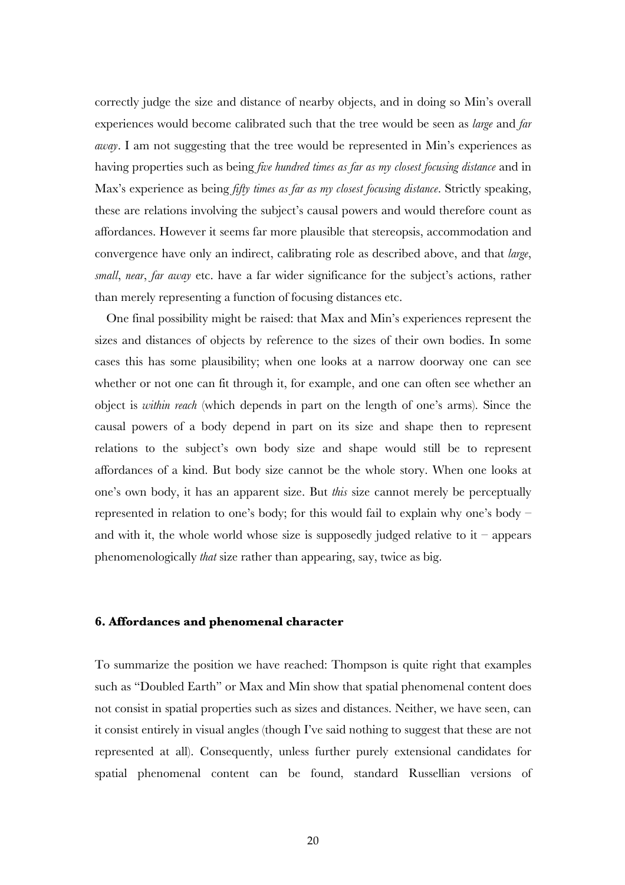correctly judge the size and distance of nearby objects, and in doing so Min's overall experiences would become calibrated such that the tree would be seen as *large* and *far away*. I am not suggesting that the tree would be represented in Min's experiences as having properties such as being *five hundred times as far as my closest focusing distance* and in Max's experience as being *fifty times as far as my closest focusing distance*. Strictly speaking, these are relations involving the subject's causal powers and would therefore count as affordances. However it seems far more plausible that stereopsis, accommodation and convergence have only an indirect, calibrating role as described above, and that *large*, *small*, *near*, *far away* etc. have a far wider significance for the subject's actions, rather than merely representing a function of focusing distances etc.

One final possibility might be raised: that Max and Min's experiences represent the sizes and distances of objects by reference to the sizes of their own bodies. In some cases this has some plausibility; when one looks at a narrow doorway one can see whether or not one can fit through it, for example, and one can often see whether an object is *within reach* (which depends in part on the length of one's arms). Since the causal powers of a body depend in part on its size and shape then to represent relations to the subject's own body size and shape would still be to represent affordances of a kind. But body size cannot be the whole story. When one looks at one's own body, it has an apparent size. But *this* size cannot merely be perceptually represented in relation to one's body; for this would fail to explain why one's body – and with it, the whole world whose size is supposedly judged relative to it – appears phenomenologically *that* size rather than appearing, say, twice as big.

## 6. Affordances and phenomenal character

To summarize the position we have reached: Thompson is quite right that examples such as "Doubled Earth" or Max and Min show that spatial phenomenal content does not consist in spatial properties such as sizes and distances. Neither, we have seen, can it consist entirely in visual angles (though I've said nothing to suggest that these are not represented at all). Consequently, unless further purely extensional candidates for spatial phenomenal content can be found, standard Russellian versions of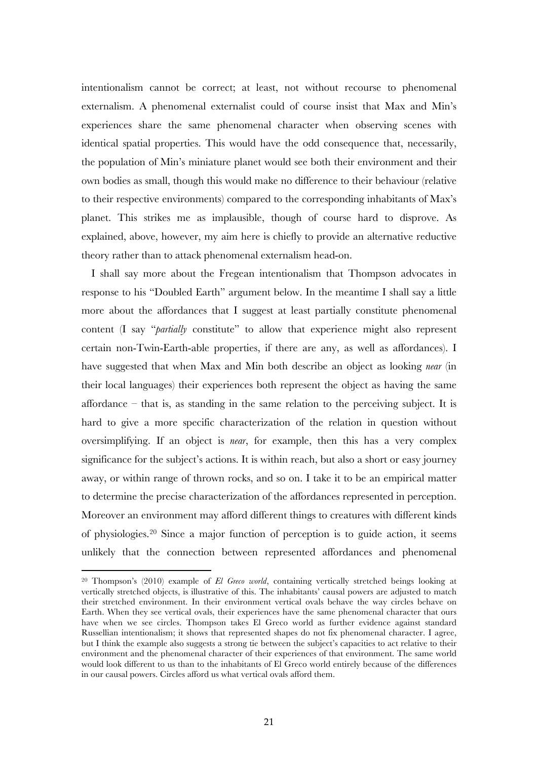intentionalism cannot be correct; at least, not without recourse to phenomenal externalism. A phenomenal externalist could of course insist that Max and Min's experiences share the same phenomenal character when observing scenes with identical spatial properties. This would have the odd consequence that, necessarily, the population of Min's miniature planet would see both their environment and their own bodies as small, though this would make no difference to their behaviour (relative to their respective environments) compared to the corresponding inhabitants of Max's planet. This strikes me as implausible, though of course hard to disprove. As explained, above, however, my aim here is chiefly to provide an alternative reductive theory rather than to attack phenomenal externalism head-on.

I shall say more about the Fregean intentionalism that Thompson advocates in response to his "Doubled Earth" argument below. In the meantime I shall say a little more about the affordances that I suggest at least partially constitute phenomenal content (I say "*partially* constitute" to allow that experience might also represent certain non-Twin-Earth-able properties, if there are any, as well as affordances). I have suggested that when Max and Min both describe an object as looking *near* (in their local languages) their experiences both represent the object as having the same affordance – that is, as standing in the same relation to the perceiving subject. It is hard to give a more specific characterization of the relation in question without oversimplifying. If an object is *near*, for example, then this has a very complex significance for the subject's actions. It is within reach, but also a short or easy journey away, or within range of thrown rocks, and so on. I take it to be an empirical matter to determine the precise characterization of the affordances represented in perception. Moreover an environment may afford different things to creatures with different kinds of physiologies.[20] Since a major function of perception is to guide action, it seems unlikely that the connection between represented affordances and phenomenal

---

[20] Thompson's (2010) example of *El Greco world*, containing vertically stretched beings looking at vertically stretched objects, is illustrative of this. The inhabitants' causal powers are adjusted to match their stretched environment. In their environment vertical ovals behave the way circles behave on Earth. When they see vertical ovals, their experiences have the same phenomenal character that ours have when we see circles. Thompson takes El Greco world as further evidence against standard Russellian intentionalism; it shows that represented shapes do not fix phenomenal character. I agree, but I think the example also suggests a strong tie between the subject's capacities to act relative to their environment and the phenomenal character of their experiences of that environment. The same world would look different to us than to the inhabitants of El Greco world entirely because of the differences in our causal powers. Circles afford us what vertical ovals afford them.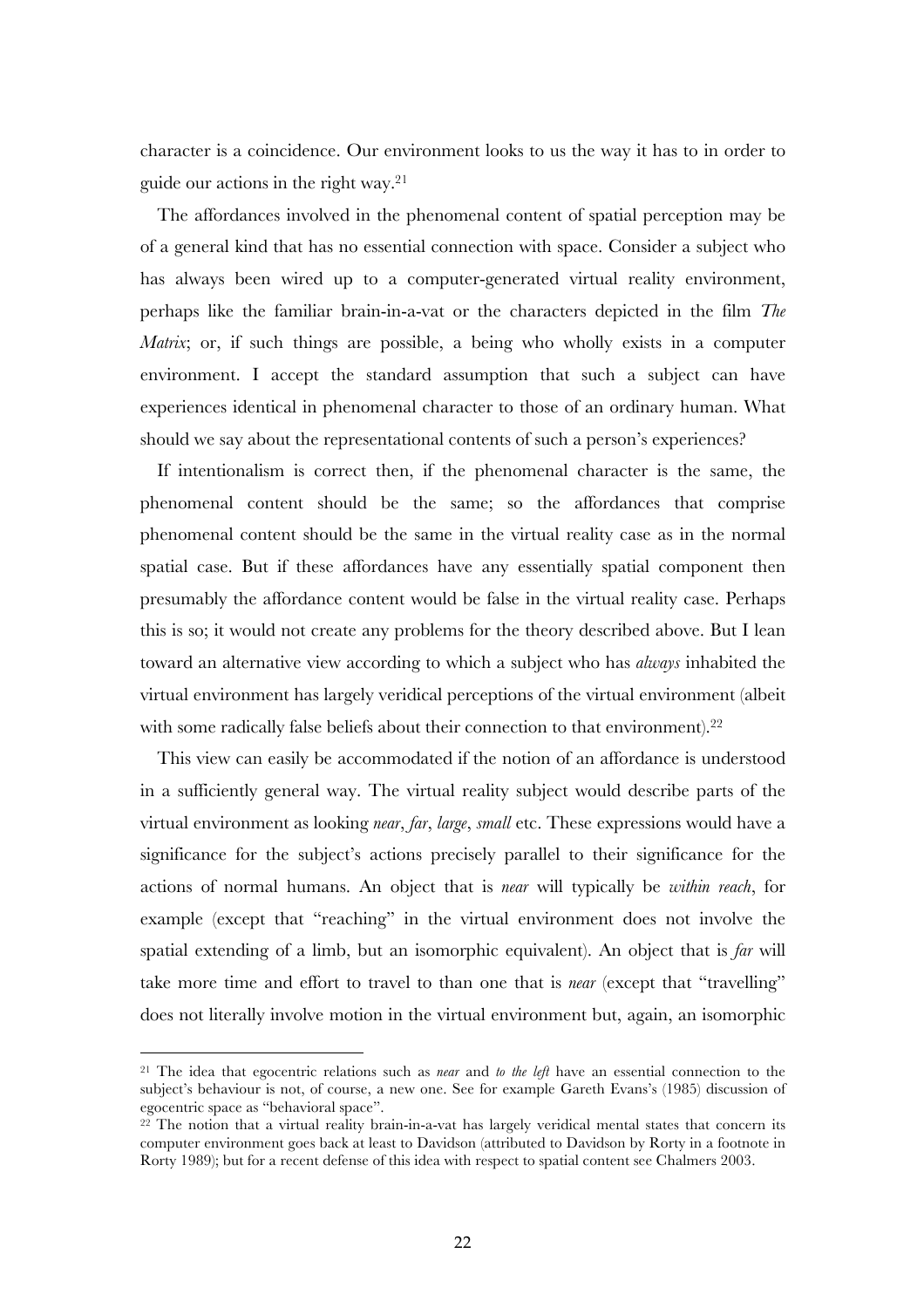character is a coincidence. Our environment looks to us the way it has to in order to guide our actions in the right way.[21]

The affordances involved in the phenomenal content of spatial perception may be of a general kind that has no essential connection with space. Consider a subject who has always been wired up to a computer-generated virtual reality environment, perhaps like the familiar brain-in-a-vat or the characters depicted in the film *The Matrix*; or, if such things are possible, a being who wholly exists in a computer environment. I accept the standard assumption that such a subject can have experiences identical in phenomenal character to those of an ordinary human. What should we say about the representational contents of such a person's experiences?

If intentionalism is correct then, if the phenomenal character is the same, the phenomenal content should be the same; so the affordances that comprise phenomenal content should be the same in the virtual reality case as in the normal spatial case. But if these affordances have any essentially spatial component then presumably the affordance content would be false in the virtual reality case. Perhaps this is so; it would not create any problems for the theory described above. But I lean toward an alternative view according to which a subject who has *always* inhabited the virtual environment has largely veridical perceptions of the virtual environment (albeit with some radically false beliefs about their connection to that environment).[22]

This view can easily be accommodated if the notion of an affordance is understood in a sufficiently general way. The virtual reality subject would describe parts of the virtual environment as looking *near*, *far*, *large*, *small* etc. These expressions would have a significance for the subject's actions precisely parallel to their significance for the actions of normal humans. An object that is *near* will typically be *within reach*, for example (except that "reaching" in the virtual environment does not involve the spatial extending of a limb, but an isomorphic equivalent). An object that is *far* will take more time and effort to travel to than one that is *near* (except that "travelling" does not literally involve motion in the virtual environment but, again, an isomorphic

---

[21] The idea that egocentric relations such as *near* and *to the left* have an essential connection to the subject's behaviour is not, of course, a new one. See for example Gareth Evans's (1985) discussion of egocentric space as "behavioral space".

[22] The notion that a virtual reality brain-in-a-vat has largely veridical mental states that concern its computer environment goes back at least to Davidson (attributed to Davidson by Rorty in a footnote in Rorty 1989); but for a recent defense of this idea with respect to spatial content see Chalmers 2003.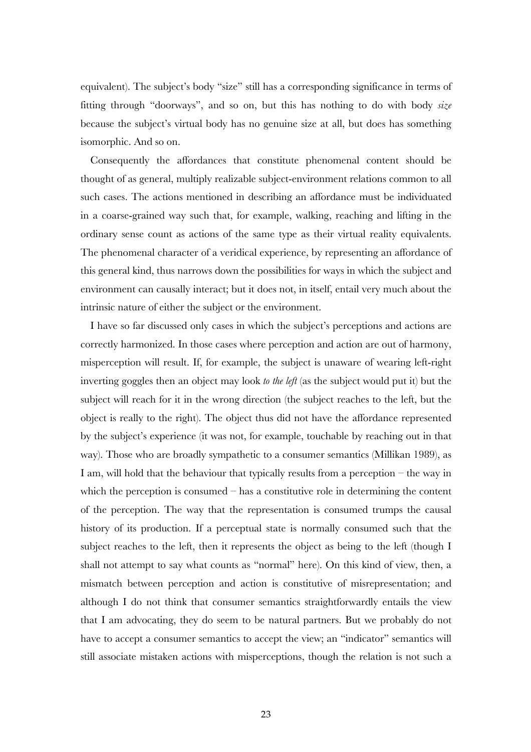equivalent). The subject's body "size" still has a corresponding significance in terms of fitting through "doorways", and so on, but this has nothing to do with body *size* because the subject's virtual body has no genuine size at all, but does has something isomorphic. And so on.

Consequently the affordances that constitute phenomenal content should be thought of as general, multiply realizable subject-environment relations common to all such cases. The actions mentioned in describing an affordance must be individuated in a coarse-grained way such that, for example, walking, reaching and lifting in the ordinary sense count as actions of the same type as their virtual reality equivalents. The phenomenal character of a veridical experience, by representing an affordance of this general kind, thus narrows down the possibilities for ways in which the subject and environment can causally interact; but it does not, in itself, entail very much about the intrinsic nature of either the subject or the environment.

I have so far discussed only cases in which the subject's perceptions and actions are correctly harmonized. In those cases where perception and action are out of harmony, misperception will result. If, for example, the subject is unaware of wearing left-right inverting goggles then an object may look *to the left* (as the subject would put it) but the subject will reach for it in the wrong direction (the subject reaches to the left, but the object is really to the right). The object thus did not have the affordance represented by the subject's experience (it was not, for example, touchable by reaching out in that way). Those who are broadly sympathetic to a consumer semantics (Millikan 1989), as I am, will hold that the behaviour that typically results from a perception – the way in which the perception is consumed – has a constitutive role in determining the content of the perception. The way that the representation is consumed trumps the causal history of its production. If a perceptual state is normally consumed such that the subject reaches to the left, then it represents the object as being to the left (though I shall not attempt to say what counts as "normal" here). On this kind of view, then, a mismatch between perception and action is constitutive of misrepresentation; and although I do not think that consumer semantics straightforwardly entails the view that I am advocating, they do seem to be natural partners. But we probably do not have to accept a consumer semantics to accept the view; an "indicator" semantics will still associate mistaken actions with misperceptions, though the relation is not such a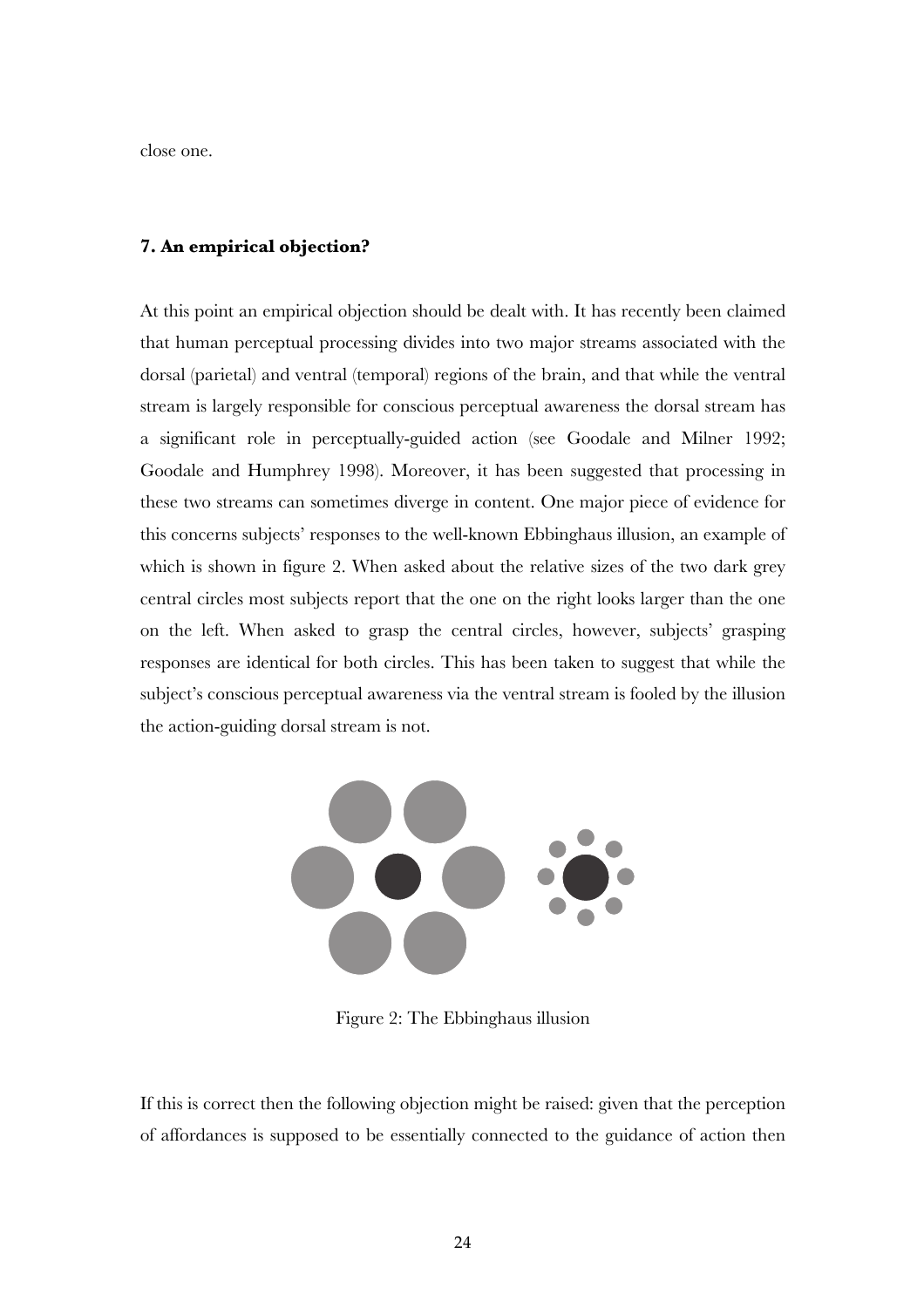close one.

### 7. An empirical objection?

At this point an empirical objection should be dealt with. It has recently been claimed that human perceptual processing divides into two major streams associated with the dorsal (parietal) and ventral (temporal) regions of the brain, and that while the ventral stream is largely responsible for conscious perceptual awareness the dorsal stream has a significant role in perceptually-guided action (see Goodale and Milner 1992; Goodale and Humphrey 1998). Moreover, it has been suggested that processing in these two streams can sometimes diverge in content. One major piece of evidence for this concerns subjects' responses to the well-known Ebbinghaus illusion, an example of which is shown in figure 2. When asked about the relative sizes of the two dark grey central circles most subjects report that the one on the right looks larger than the one on the left. When asked to grasp the central circles, however, subjects' grasping responses are identical for both circles. This has been taken to suggest that while the subject's conscious perceptual awareness via the ventral stream is fooled by the illusion the action-guiding dorsal stream is not.

Figure 2: The Ebbinghaus illusion

If this is correct then the following objection might be raised: given that the perception of affordances is supposed to be essentially connected to the guidance of action then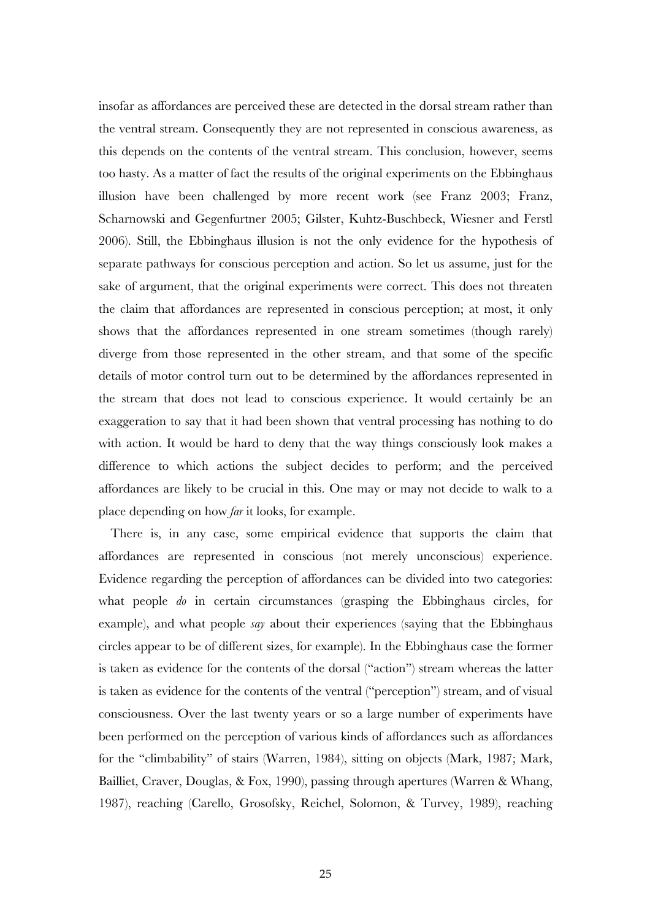insofar as affordances are perceived these are detected in the dorsal stream rather than the ventral stream. Consequently they are not represented in conscious awareness, as this depends on the contents of the ventral stream. This conclusion, however, seems too hasty. As a matter of fact the results of the original experiments on the Ebbinghaus illusion have been challenged by more recent work (see Franz 2003; Franz, Scharnowski and Gegenfurtner 2005; Gilster, Kuhtz-Buschbeck, Wiesner and Ferstl 2006). Still, the Ebbinghaus illusion is not the only evidence for the hypothesis of separate pathways for conscious perception and action. So let us assume, just for the sake of argument, that the original experiments were correct. This does not threaten the claim that affordances are represented in conscious perception; at most, it only shows that the affordances represented in one stream sometimes (though rarely) diverge from those represented in the other stream, and that some of the specific details of motor control turn out to be determined by the affordances represented in the stream that does not lead to conscious experience. It would certainly be an exaggeration to say that it had been shown that ventral processing has nothing to do with action. It would be hard to deny that the way things consciously look makes a difference to which actions the subject decides to perform; and the perceived affordances are likely to be crucial in this. One may or may not decide to walk to a place depending on how *far* it looks, for example.

There is, in any case, some empirical evidence that supports the claim that affordances are represented in conscious (not merely unconscious) experience. Evidence regarding the perception of affordances can be divided into two categories: what people *do* in certain circumstances (grasping the Ebbinghaus circles, for example), and what people *say* about their experiences (saying that the Ebbinghaus circles appear to be of different sizes, for example). In the Ebbinghaus case the former is taken as evidence for the contents of the dorsal ("action") stream whereas the latter is taken as evidence for the contents of the ventral ("perception") stream, and of visual consciousness. Over the last twenty years or so a large number of experiments have been performed on the perception of various kinds of affordances such as affordances for the "climbability" of stairs (Warren, 1984), sitting on objects (Mark, 1987; Mark, Bailliet, Craver, Douglas, & Fox, 1990), passing through apertures (Warren & Whang, 1987), reaching (Carello, Grosofsky, Reichel, Solomon, & Turvey, 1989), reaching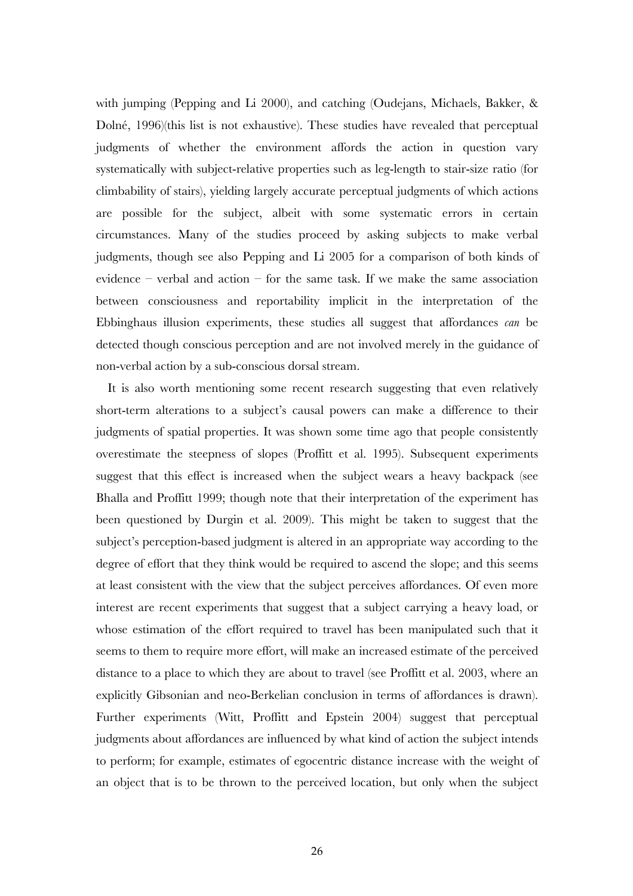with jumping (Pepping and Li 2000), and catching (Oudejans, Michaels, Bakker, & Dolné, 1996)(this list is not exhaustive). These studies have revealed that perceptual judgments of whether the environment affords the action in question vary systematically with subject-relative properties such as leg-length to stair-size ratio (for climbability of stairs), yielding largely accurate perceptual judgments of which actions are possible for the subject, albeit with some systematic errors in certain circumstances. Many of the studies proceed by asking subjects to make verbal judgments, though see also Pepping and Li 2005 for a comparison of both kinds of evidence – verbal and action – for the same task. If we make the same association between consciousness and reportability implicit in the interpretation of the Ebbinghaus illusion experiments, these studies all suggest that affordances *can* be detected though conscious perception and are not involved merely in the guidance of non-verbal action by a sub-conscious dorsal stream.

It is also worth mentioning some recent research suggesting that even relatively short-term alterations to a subject's causal powers can make a difference to their judgments of spatial properties. It was shown some time ago that people consistently overestimate the steepness of slopes (Proffitt et al. 1995). Subsequent experiments suggest that this effect is increased when the subject wears a heavy backpack (see Bhalla and Proffitt 1999; though note that their interpretation of the experiment has been questioned by Durgin et al. 2009). This might be taken to suggest that the subject's perception-based judgment is altered in an appropriate way according to the degree of effort that they think would be required to ascend the slope; and this seems at least consistent with the view that the subject perceives affordances. Of even more interest are recent experiments that suggest that a subject carrying a heavy load, or whose estimation of the effort required to travel has been manipulated such that it seems to them to require more effort, will make an increased estimate of the perceived distance to a place to which they are about to travel (see Proffitt et al. 2003, where an explicitly Gibsonian and neo-Berkelian conclusion in terms of affordances is drawn). Further experiments (Witt, Proffitt and Epstein 2004) suggest that perceptual judgments about affordances are influenced by what kind of action the subject intends to perform; for example, estimates of egocentric distance increase with the weight of an object that is to be thrown to the perceived location, but only when the subject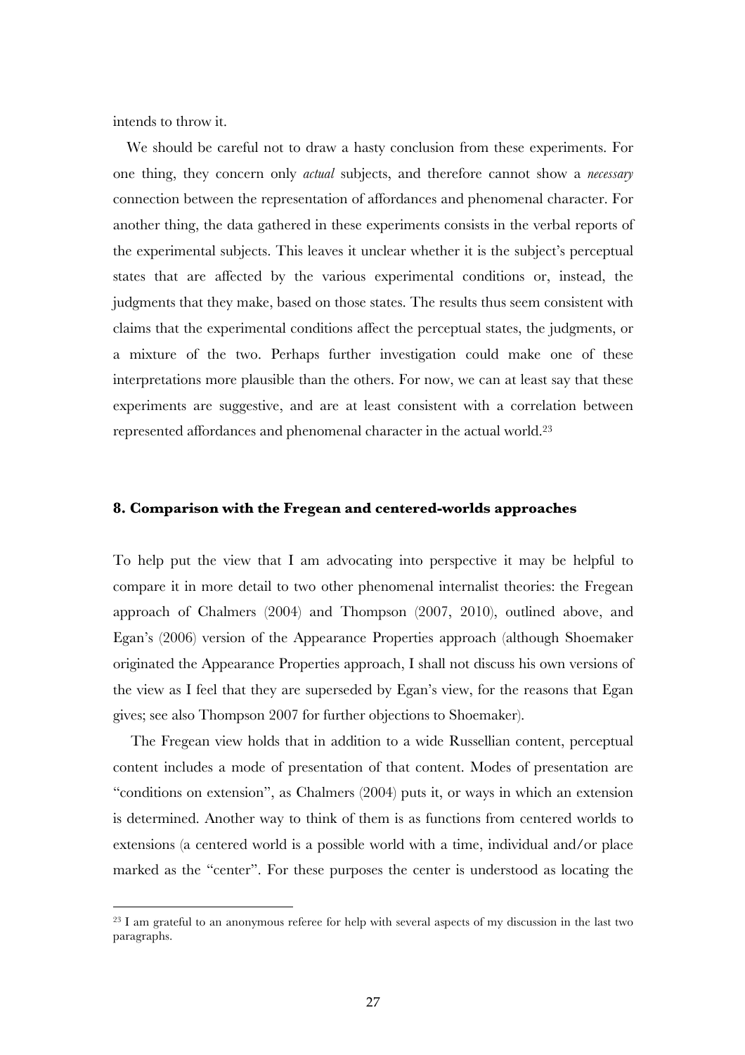intends to throw it.

We should be careful not to draw a hasty conclusion from these experiments. For one thing, they concern only *actual* subjects, and therefore cannot show a *necessary* connection between the representation of affordances and phenomenal character. For another thing, the data gathered in these experiments consists in the verbal reports of the experimental subjects. This leaves it unclear whether it is the subject's perceptual states that are affected by the various experimental conditions or, instead, the judgments that they make, based on those states. The results thus seem consistent with claims that the experimental conditions affect the perceptual states, the judgments, or a mixture of the two. Perhaps further investigation could make one of these interpretations more plausible than the others. For now, we can at least say that these experiments are suggestive, and are at least consistent with a correlation between represented affordances and phenomenal character in the actual world.[23]

## 8. Comparison with the Fregean and centered-worlds approaches

To help put the view that I am advocating into perspective it may be helpful to compare it in more detail to two other phenomenal internalist theories: the Fregean approach of Chalmers (2004) and Thompson (2007, 2010), outlined above, and Egan's (2006) version of the Appearance Properties approach (although Shoemaker originated the Appearance Properties approach, I shall not discuss his own versions of the view as I feel that they are superseded by Egan's view, for the reasons that Egan gives; see also Thompson 2007 for further objections to Shoemaker).

The Fregean view holds that in addition to a wide Russellian content, perceptual content includes a mode of presentation of that content. Modes of presentation are "conditions on extension", as Chalmers (2004) puts it, or ways in which an extension is determined. Another way to think of them is as functions from centered worlds to extensions (a centered world is a possible world with a time, individual and/or place marked as the "center". For these purposes the center is understood as locating the

[23] I am grateful to an anonymous referee for help with several aspects of my discussion in the last two paragraphs.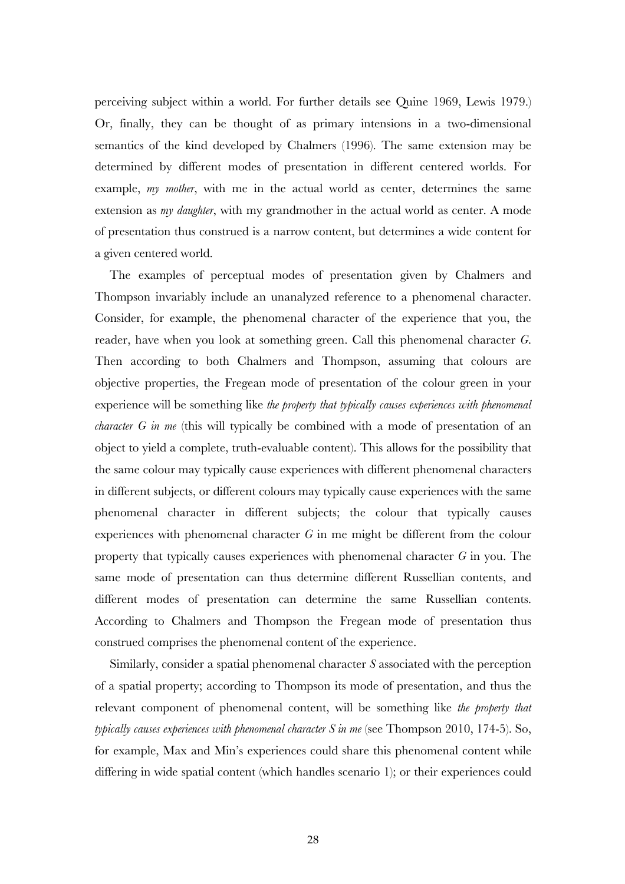perceiving subject within a world. For further details see Quine 1969, Lewis 1979.) Or, finally, they can be thought of as primary intensions in a two-dimensional semantics of the kind developed by Chalmers (1996). The same extension may be determined by different modes of presentation in different centered worlds. For example, *my mother*, with me in the actual world as center, determines the same extension as *my daughter*, with my grandmother in the actual world as center. A mode of presentation thus construed is a narrow content, but determines a wide content for a given centered world.

The examples of perceptual modes of presentation given by Chalmers and Thompson invariably include an unanalyzed reference to a phenomenal character. Consider, for example, the phenomenal character of the experience that you, the reader, have when you look at something green. Call this phenomenal character *G*. Then according to both Chalmers and Thompson, assuming that colours are objective properties, the Fregean mode of presentation of the colour green in your experience will be something like *the property that typically causes experiences with phenomenal character G in me* (this will typically be combined with a mode of presentation of an object to yield a complete, truth-evaluable content). This allows for the possibility that the same colour may typically cause experiences with different phenomenal characters in different subjects, or different colours may typically cause experiences with the same phenomenal character in different subjects; the colour that typically causes experiences with phenomenal character *G* in me might be different from the colour property that typically causes experiences with phenomenal character *G* in you. The same mode of presentation can thus determine different Russellian contents, and different modes of presentation can determine the same Russellian contents. According to Chalmers and Thompson the Fregean mode of presentation thus construed comprises the phenomenal content of the experience.

Similarly, consider a spatial phenomenal character *S* associated with the perception of a spatial property; according to Thompson its mode of presentation, and thus the relevant component of phenomenal content, will be something like *the property that typically causes experiences with phenomenal character S in me* (see Thompson 2010, 174-5). So, for example, Max and Min's experiences could share this phenomenal content while differing in wide spatial content (which handles scenario 1); or their experiences could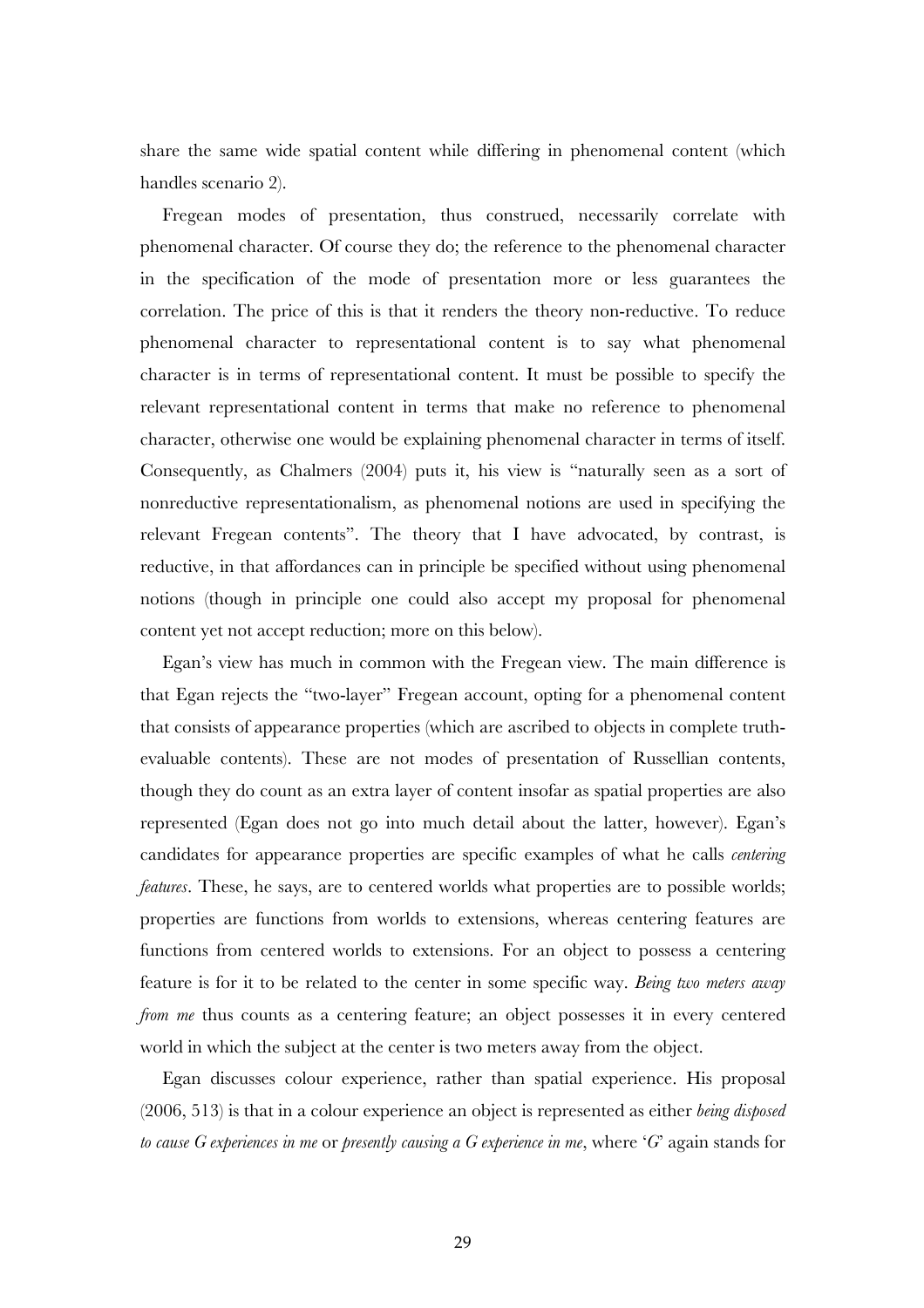share the same wide spatial content while differing in phenomenal content (which handles scenario 2).

Fregean modes of presentation, thus construed, necessarily correlate with phenomenal character. Of course they do; the reference to the phenomenal character in the specification of the mode of presentation more or less guarantees the correlation. The price of this is that it renders the theory non-reductive. To reduce phenomenal character to representational content is to say what phenomenal character is in terms of representational content. It must be possible to specify the relevant representational content in terms that make no reference to phenomenal character, otherwise one would be explaining phenomenal character in terms of itself. Consequently, as Chalmers (2004) puts it, his view is "naturally seen as a sort of nonreductive representationalism, as phenomenal notions are used in specifying the relevant Fregean contents". The theory that I have advocated, by contrast, is reductive, in that affordances can in principle be specified without using phenomenal notions (though in principle one could also accept my proposal for phenomenal content yet not accept reduction; more on this below).

Egan's view has much in common with the Fregean view. The main difference is that Egan rejects the "two-layer" Fregean account, opting for a phenomenal content that consists of appearance properties (which are ascribed to objects in complete truth-evaluable contents). These are not modes of presentation of Russellian contents, though they do count as an extra layer of content insofar as spatial properties are also represented (Egan does not go into much detail about the latter, however). Egan's candidates for appearance properties are specific examples of what he calls *centering features*. These, he says, are to centered worlds what properties are to possible worlds; properties are functions from worlds to extensions, whereas centering features are functions from centered worlds to extensions. For an object to possess a centering feature is for it to be related to the center in some specific way. *Being two meters away from me* thus counts as a centering feature; an object possesses it in every centered world in which the subject at the center is two meters away from the object.

Egan discusses colour experience, rather than spatial experience. His proposal (2006, 513) is that in a colour experience an object is represented as either *being disposed to cause G experiences in me* or *presently causing a G experience in me*, where '*G*' again stands for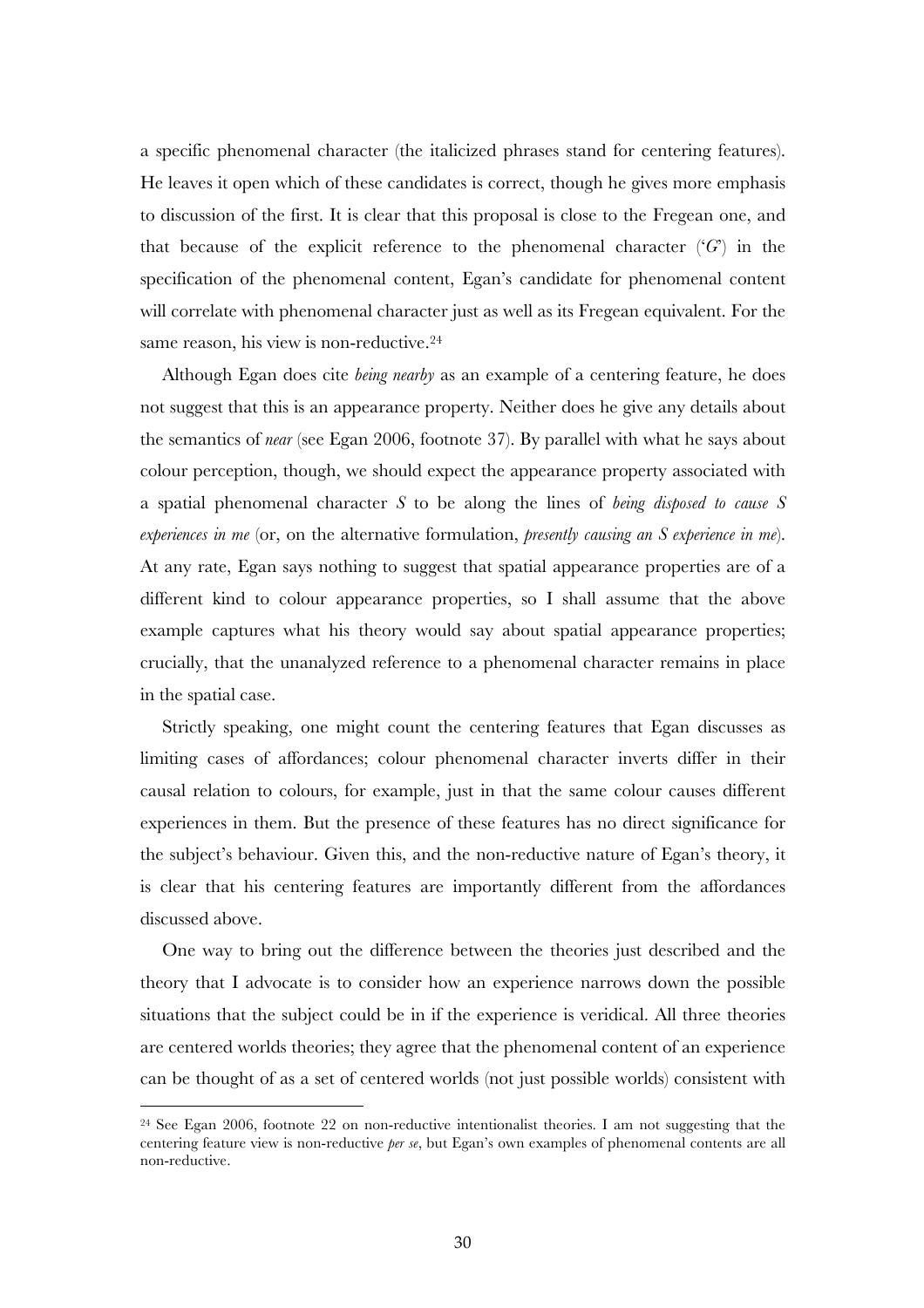a specific phenomenal character (the italicized phrases stand for centering features). He leaves it open which of these candidates is correct, though he gives more emphasis to discussion of the first. It is clear that this proposal is close to the Fregean one, and that because of the explicit reference to the phenomenal character ('*G*') in the specification of the phenomenal content, Egan's candidate for phenomenal content will correlate with phenomenal character just as well as its Fregean equivalent. For the same reason, his view is non-reductive.[24]

Although Egan does cite *being nearby* as an example of a centering feature, he does not suggest that this is an appearance property. Neither does he give any details about the semantics of *near* (see Egan 2006, footnote 37). By parallel with what he says about colour perception, though, we should expect the appearance property associated with a spatial phenomenal character *S* to be along the lines of *being disposed to cause S experiences in me* (or, on the alternative formulation, *presently causing an S experience in me*). At any rate, Egan says nothing to suggest that spatial appearance properties are of a different kind to colour appearance properties, so I shall assume that the above example captures what his theory would say about spatial appearance properties; crucially, that the unanalyzed reference to a phenomenal character remains in place in the spatial case.

Strictly speaking, one might count the centering features that Egan discusses as limiting cases of affordances; colour phenomenal character inverts differ in their causal relation to colours, for example, just in that the same colour causes different experiences in them. But the presence of these features has no direct significance for the subject's behaviour. Given this, and the non-reductive nature of Egan's theory, it is clear that his centering features are importantly different from the affordances discussed above.

One way to bring out the difference between the theories just described and the theory that I advocate is to consider how an experience narrows down the possible situations that the subject could be in if the experience is veridical. All three theories are centered worlds theories; they agree that the phenomenal content of an experience can be thought of as a set of centered worlds (not just possible worlds) consistent with

[24] See Egan 2006, footnote 22 on non-reductive intentionalist theories. I am not suggesting that the centering feature view is non-reductive *per se*, but Egan's own examples of phenomenal contents are all non-reductive.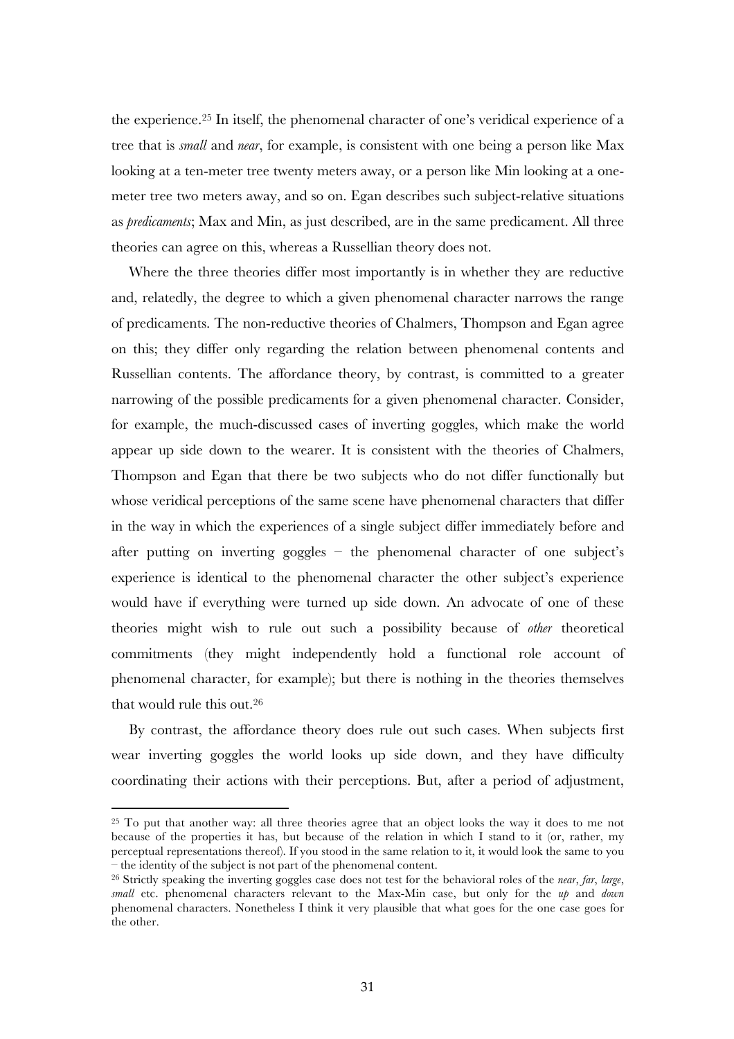the experience.[25] In itself, the phenomenal character of one's veridical experience of a tree that is *small* and *near*, for example, is consistent with one being a person like Max looking at a ten-meter tree twenty meters away, or a person like Min looking at a one-meter tree two meters away, and so on. Egan describes such subject-relative situations as *predicaments*; Max and Min, as just described, are in the same predicament. All three theories can agree on this, whereas a Russellian theory does not.

Where the three theories differ most importantly is in whether they are reductive and, relatedly, the degree to which a given phenomenal character narrows the range of predicaments. The non-reductive theories of Chalmers, Thompson and Egan agree on this; they differ only regarding the relation between phenomenal contents and Russellian contents. The affordance theory, by contrast, is committed to a greater narrowing of the possible predicaments for a given phenomenal character. Consider, for example, the much-discussed cases of inverting goggles, which make the world appear up side down to the wearer. It is consistent with the theories of Chalmers, Thompson and Egan that there be two subjects who do not differ functionally but whose veridical perceptions of the same scene have phenomenal characters that differ in the way in which the experiences of a single subject differ immediately before and after putting on inverting goggles – the phenomenal character of one subject's experience is identical to the phenomenal character the other subject's experience would have if everything were turned up side down. An advocate of one of these theories might wish to rule out such a possibility because of *other* theoretical commitments (they might independently hold a functional role account of phenomenal character, for example); but there is nothing in the theories themselves that would rule this out.[26]

By contrast, the affordance theory does rule out such cases. When subjects first wear inverting goggles the world looks up side down, and they have difficulty coordinating their actions with their perceptions. But, after a period of adjustment,

---

[25] To put that another way: all three theories agree that an object looks the way it does to me not because of the properties it has, but because of the relation in which I stand to it (or, rather, my perceptual representations thereof). If you stood in the same relation to it, it would look the same to you – the identity of the subject is not part of the phenomenal content.

[26] Strictly speaking the inverting goggles case does not test for the behavioral roles of the *near*, *far*, *large*, *small* etc. phenomenal characters relevant to the Max-Min case, but only for the *up* and *down* phenomenal characters. Nonetheless I think it very plausible that what goes for the one case goes for the other.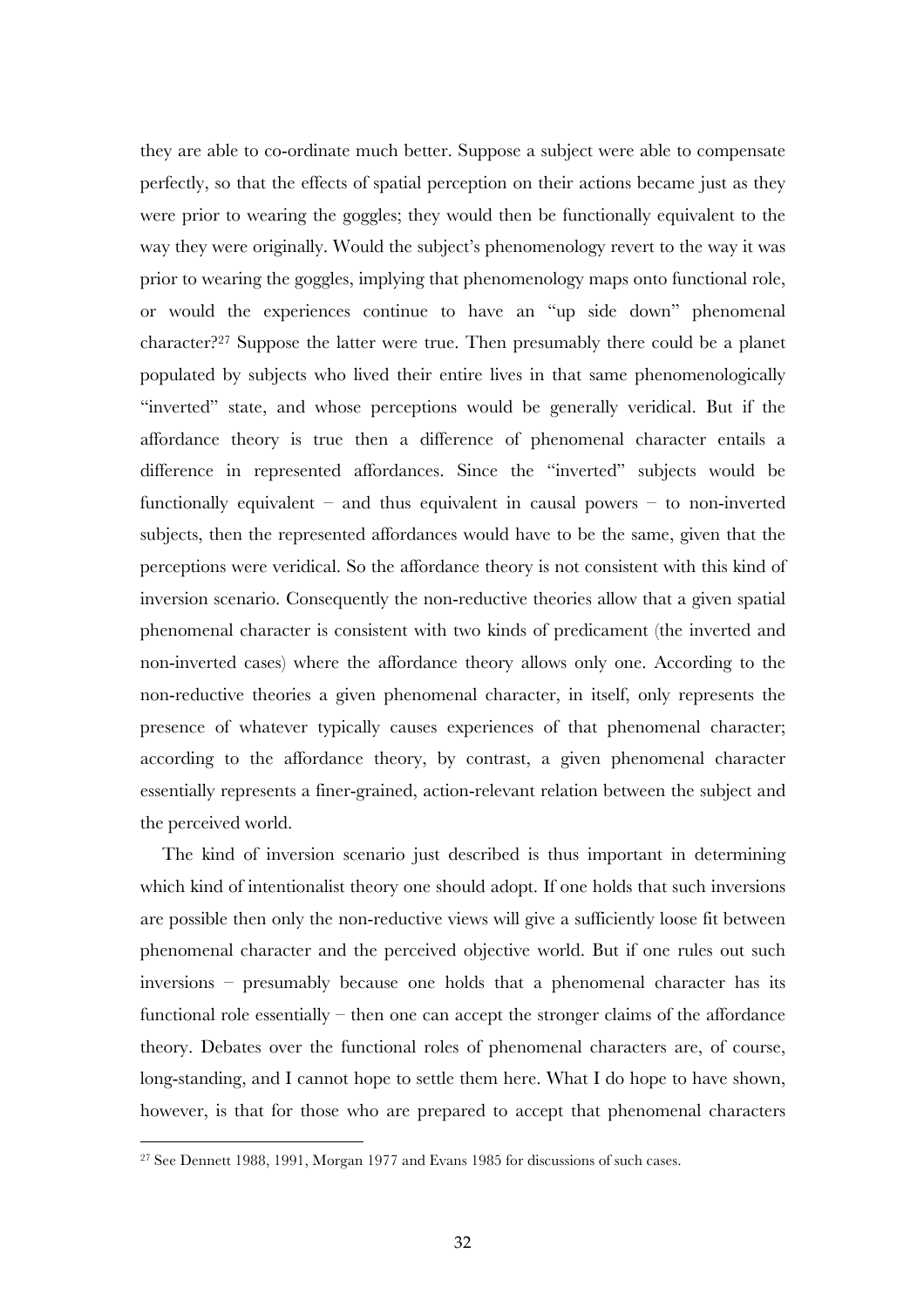they are able to co-ordinate much better. Suppose a subject were able to compensate perfectly, so that the effects of spatial perception on their actions became just as they were prior to wearing the goggles; they would then be functionally equivalent to the way they were originally. Would the subject's phenomenology revert to the way it was prior to wearing the goggles, implying that phenomenology maps onto functional role, or would the experiences continue to have an "up side down" phenomenal character?[27] Suppose the latter were true. Then presumably there could be a planet populated by subjects who lived their entire lives in that same phenomenologically "inverted" state, and whose perceptions would be generally veridical. But if the affordance theory is true then a difference of phenomenal character entails a difference in represented affordances. Since the "inverted" subjects would be functionally equivalent – and thus equivalent in causal powers – to non-inverted subjects, then the represented affordances would have to be the same, given that the perceptions were veridical. So the affordance theory is not consistent with this kind of inversion scenario. Consequently the non-reductive theories allow that a given spatial phenomenal character is consistent with two kinds of predicament (the inverted and non-inverted cases) where the affordance theory allows only one. According to the non-reductive theories a given phenomenal character, in itself, only represents the presence of whatever typically causes experiences of that phenomenal character; according to the affordance theory, by contrast, a given phenomenal character essentially represents a finer-grained, action-relevant relation between the subject and the perceived world.

The kind of inversion scenario just described is thus important in determining which kind of intentionalist theory one should adopt. If one holds that such inversions are possible then only the non-reductive views will give a sufficiently loose fit between phenomenal character and the perceived objective world. But if one rules out such inversions – presumably because one holds that a phenomenal character has its functional role essentially – then one can accept the stronger claims of the affordance theory. Debates over the functional roles of phenomenal characters are, of course, long-standing, and I cannot hope to settle them here. What I do hope to have shown, however, is that for those who are prepared to accept that phenomenal characters

[27] See Dennett 1988, 1991, Morgan 1977 and Evans 1985 for discussions of such cases.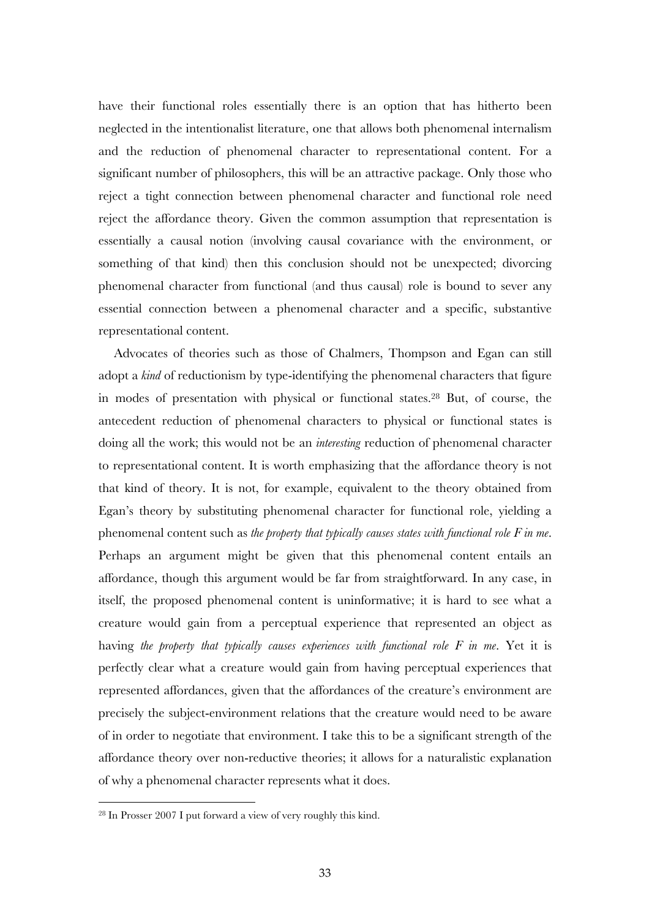have their functional roles essentially there is an option that has hitherto been neglected in the intentionalist literature, one that allows both phenomenal internalism and the reduction of phenomenal character to representational content. For a significant number of philosophers, this will be an attractive package. Only those who reject a tight connection between phenomenal character and functional role need reject the affordance theory. Given the common assumption that representation is essentially a causal notion (involving causal covariance with the environment, or something of that kind) then this conclusion should not be unexpected; divorcing phenomenal character from functional (and thus causal) role is bound to sever any essential connection between a phenomenal character and a specific, substantive representational content.

Advocates of theories such as those of Chalmers, Thompson and Egan can still adopt a *kind* of reductionism by type-identifying the phenomenal characters that figure in modes of presentation with physical or functional states.[28] But, of course, the antecedent reduction of phenomenal characters to physical or functional states is doing all the work; this would not be an *interesting* reduction of phenomenal character to representational content. It is worth emphasizing that the affordance theory is not that kind of theory. It is not, for example, equivalent to the theory obtained from Egan's theory by substituting phenomenal character for functional role, yielding a phenomenal content such as *the property that typically causes states with functional role F in me*. Perhaps an argument might be given that this phenomenal content entails an affordance, though this argument would be far from straightforward. In any case, in itself, the proposed phenomenal content is uninformative; it is hard to see what a creature would gain from a perceptual experience that represented an object as having *the property that typically causes experiences with functional role F in me*. Yet it is perfectly clear what a creature would gain from having perceptual experiences that represented affordances, given that the affordances of the creature's environment are precisely the subject-environment relations that the creature would need to be aware of in order to negotiate that environment. I take this to be a significant strength of the affordance theory over non-reductive theories; it allows for a naturalistic explanation of why a phenomenal character represents what it does.

---

[28] In Prosser 2007 I put forward a view of very roughly this kind.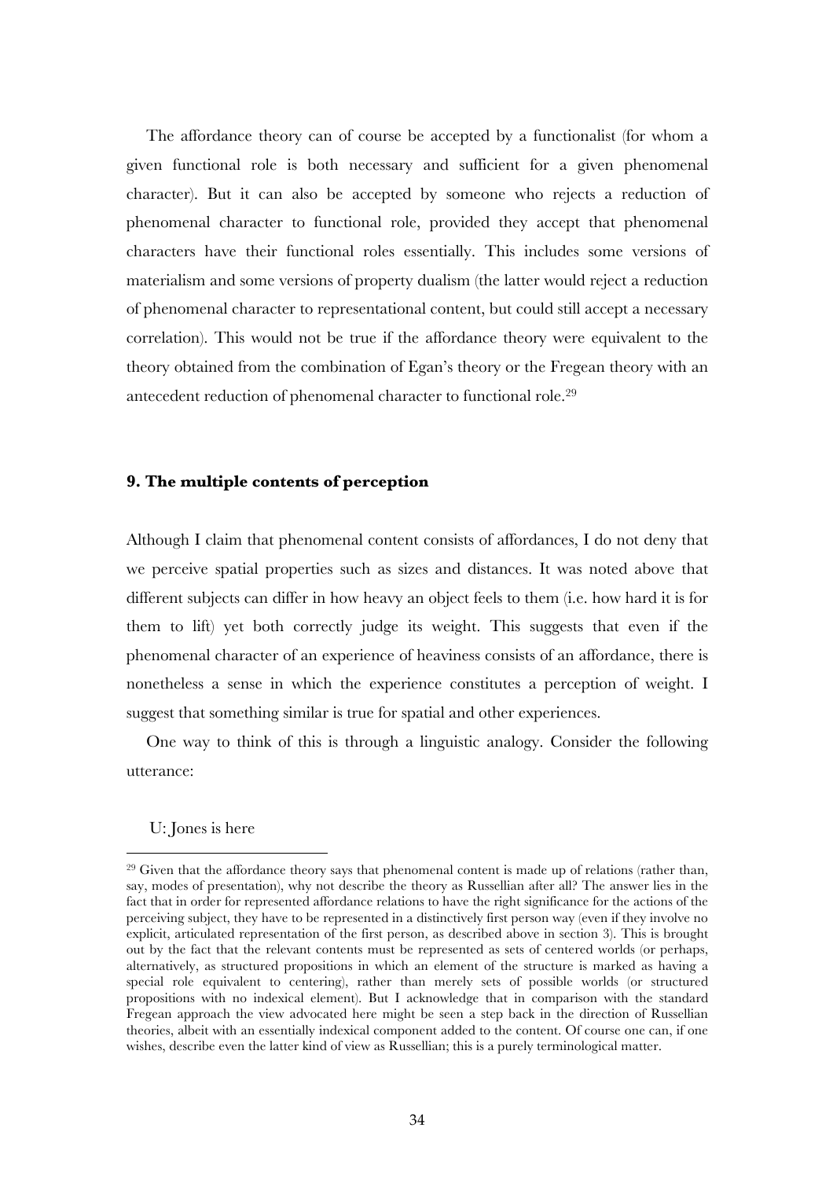The affordance theory can of course be accepted by a functionalist (for whom a given functional role is both necessary and sufficient for a given phenomenal character). But it can also be accepted by someone who rejects a reduction of phenomenal character to functional role, provided they accept that phenomenal characters have their functional roles essentially. This includes some versions of materialism and some versions of property dualism (the latter would reject a reduction of phenomenal character to representational content, but could still accept a necessary correlation). This would not be true if the affordance theory were equivalent to the theory obtained from the combination of Egan's theory or the Fregean theory with an antecedent reduction of phenomenal character to functional role.[29]

## 9. The multiple contents of perception

Although I claim that phenomenal content consists of affordances, I do not deny that we perceive spatial properties such as sizes and distances. It was noted above that different subjects can differ in how heavy an object feels to them (i.e. how hard it is for them to lift) yet both correctly judge its weight. This suggests that even if the phenomenal character of an experience of heaviness consists of an affordance, there is nonetheless a sense in which the experience constitutes a perception of weight. I suggest that something similar is true for spatial and other experiences.

One way to think of this is through a linguistic analogy. Consider the following utterance:

U: Jones is here

[29] Given that the affordance theory says that phenomenal content is made up of relations (rather than, say, modes of presentation), why not describe the theory as Russellian after all? The answer lies in the fact that in order for represented affordance relations to have the right significance for the actions of the perceiving subject, they have to be represented in a distinctively first person way (even if they involve no explicit, articulated representation of the first person, as described above in section 3). This is brought out by the fact that the relevant contents must be represented as sets of centered worlds (or perhaps, alternatively, as structured propositions in which an element of the structure is marked as having a special role equivalent to centering), rather than merely sets of possible worlds (or structured propositions with no indexical element). But I acknowledge that in comparison with the standard Fregean approach the view advocated here might be seen a step back in the direction of Russellian theories, albeit with an essentially indexical component added to the content. Of course one can, if one wishes, describe even the latter kind of view as Russellian; this is a purely terminological matter.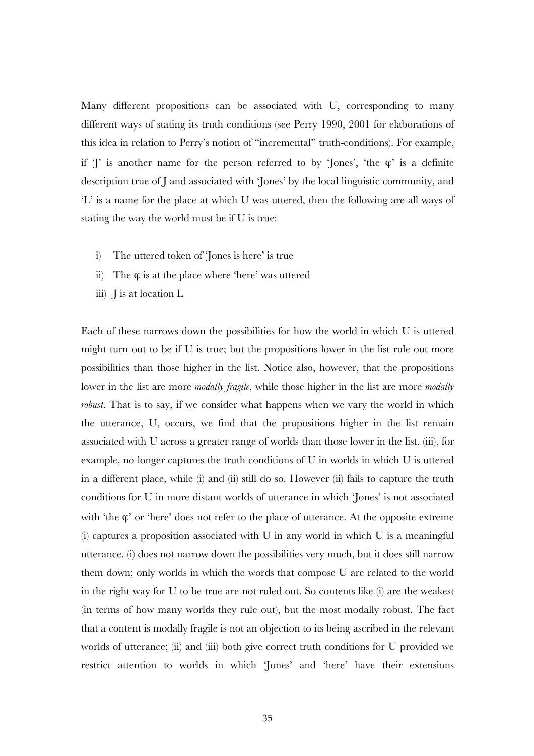Many different propositions can be associated with U, corresponding to many different ways of stating its truth conditions (see Perry 1990, 2001 for elaborations of this idea in relation to Perry's notion of "incremental" truth-conditions). For example, if 'J' is another name for the person referred to by 'Jones', 'the φ' is a definite description true of J and associated with 'Jones' by the local linguistic community, and 'L' is a name for the place at which U was uttered, then the following are all ways of stating the way the world must be if U is true:

i) The uttered token of 'Jones is here' is true
ii) The φ is at the place where 'here' was uttered
iii) J is at location L

Each of these narrows down the possibilities for how the world in which U is uttered might turn out to be if U is true; but the propositions lower in the list rule out more possibilities than those higher in the list. Notice also, however, that the propositions lower in the list are more *modally fragile*, while those higher in the list are more *modally robust.* That is to say, if we consider what happens when we vary the world in which the utterance, U, occurs, we find that the propositions higher in the list remain associated with U across a greater range of worlds than those lower in the list. (iii), for example, no longer captures the truth conditions of U in worlds in which U is uttered in a different place, while (i) and (ii) still do so. However (ii) fails to capture the truth conditions for U in more distant worlds of utterance in which 'Jones' is not associated with 'the φ' or 'here' does not refer to the place of utterance. At the opposite extreme (i) captures a proposition associated with U in any world in which U is a meaningful utterance. (i) does not narrow down the possibilities very much, but it does still narrow them down; only worlds in which the words that compose U are related to the world in the right way for U to be true are not ruled out. So contents like (i) are the weakest (in terms of how many worlds they rule out), but the most modally robust. The fact that a content is modally fragile is not an objection to its being ascribed in the relevant worlds of utterance; (ii) and (iii) both give correct truth conditions for U provided we restrict attention to worlds in which 'Jones' and 'here' have their extensions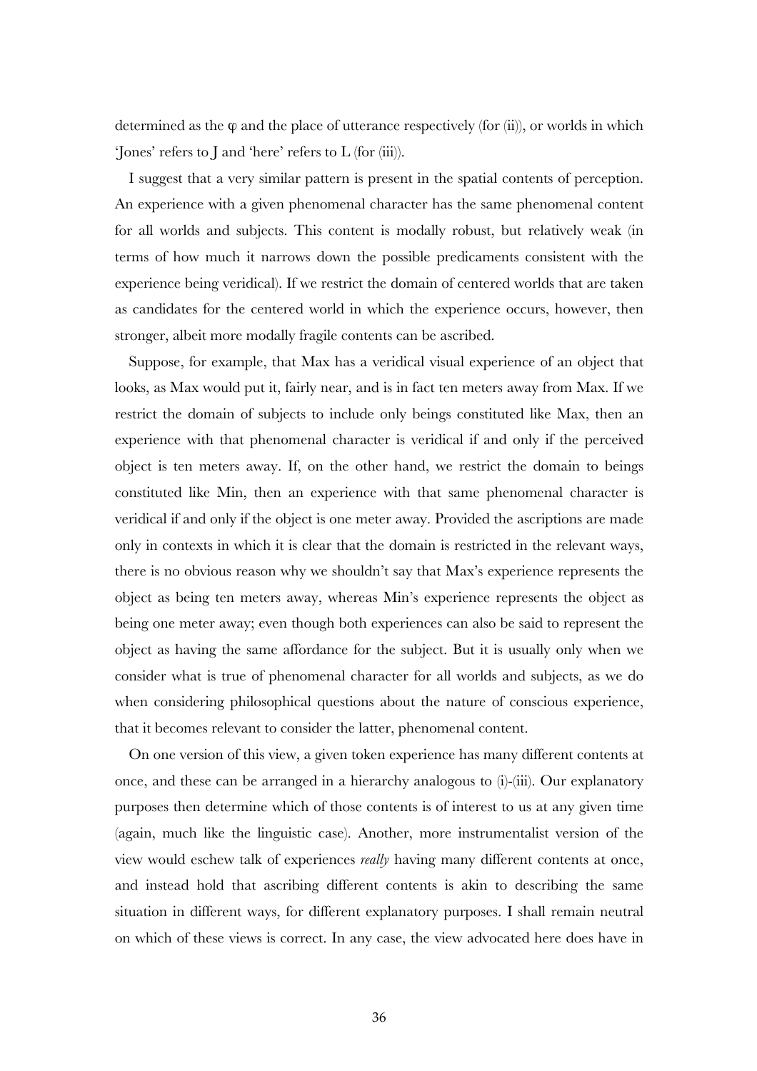determined as the $\varphi$ and the place of utterance respectively (for (ii)), or worlds in which 'Jones' refers to J and 'here' refers to L (for (iii)).

I suggest that a very similar pattern is present in the spatial contents of perception. An experience with a given phenomenal character has the same phenomenal content for all worlds and subjects. This content is modally robust, but relatively weak (in terms of how much it narrows down the possible predicaments consistent with the experience being veridical). If we restrict the domain of centered worlds that are taken as candidates for the centered world in which the experience occurs, however, then stronger, albeit more modally fragile contents can be ascribed.

Suppose, for example, that Max has a veridical visual experience of an object that looks, as Max would put it, fairly near, and is in fact ten meters away from Max. If we restrict the domain of subjects to include only beings constituted like Max, then an experience with that phenomenal character is veridical if and only if the perceived object is ten meters away. If, on the other hand, we restrict the domain to beings constituted like Min, then an experience with that same phenomenal character is veridical if and only if the object is one meter away. Provided the ascriptions are made only in contexts in which it is clear that the domain is restricted in the relevant ways, there is no obvious reason why we shouldn't say that Max's experience represents the object as being ten meters away, whereas Min's experience represents the object as being one meter away; even though both experiences can also be said to represent the object as having the same affordance for the subject. But it is usually only when we consider what is true of phenomenal character for all worlds and subjects, as we do when considering philosophical questions about the nature of conscious experience, that it becomes relevant to consider the latter, phenomenal content.

On one version of this view, a given token experience has many different contents at once, and these can be arranged in a hierarchy analogous to (i)-(iii). Our explanatory purposes then determine which of those contents is of interest to us at any given time (again, much like the linguistic case). Another, more instrumentalist version of the view would eschew talk of experiences *really* having many different contents at once, and instead hold that ascribing different contents is akin to describing the same situation in different ways, for different explanatory purposes. I shall remain neutral on which of these views is correct. In any case, the view advocated here does have in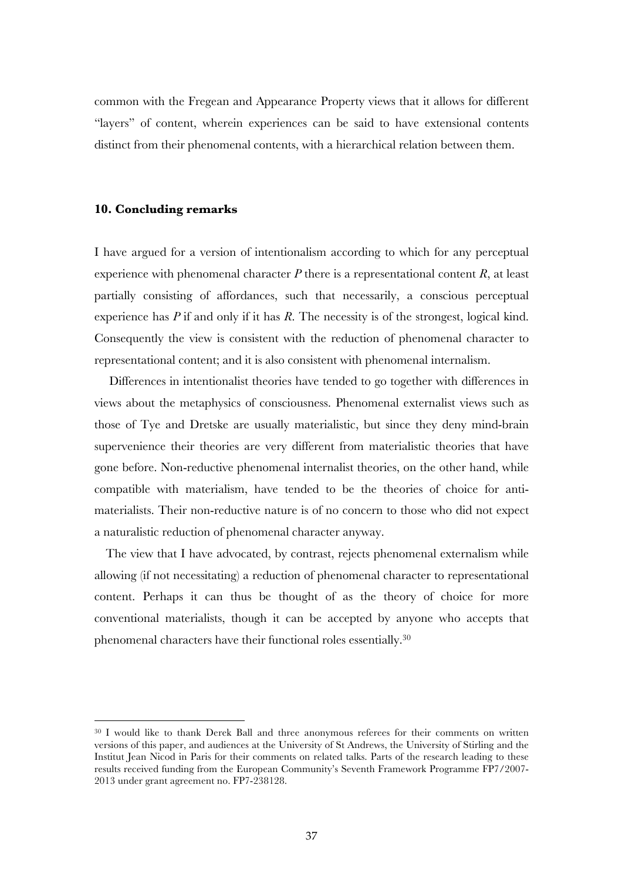common with the Fregean and Appearance Property views that it allows for different "layers" of content, wherein experiences can be said to have extensional contents distinct from their phenomenal contents, with a hierarchical relation between them.

### 10. Concluding remarks

I have argued for a version of intentionalism according to which for any perceptual experience with phenomenal character $P$ there is a representational content $R$, at least partially consisting of affordances, such that necessarily, a conscious perceptual experience has $P$ if and only if it has $R$. The necessity is of the strongest, logical kind. Consequently the view is consistent with the reduction of phenomenal character to representational content; and it is also consistent with phenomenal internalism.

Differences in intentionalist theories have tended to go together with differences in views about the metaphysics of consciousness. Phenomenal externalist views such as those of Tye and Dretske are usually materialistic, but since they deny mind-brain supervenience their theories are very different from materialistic theories that have gone before. Non-reductive phenomenal internalist theories, on the other hand, while compatible with materialism, have tended to be the theories of choice for anti-materialists. Their non-reductive nature is of no concern to those who did not expect a naturalistic reduction of phenomenal character anyway.

The view that I have advocated, by contrast, rejects phenomenal externalism while allowing (if not necessitating) a reduction of phenomenal character to representational content. Perhaps it can thus be thought of as the theory of choice for more conventional materialists, though it can be accepted by anyone who accepts that phenomenal characters have their functional roles essentially.[30]

---

[30] I would like to thank Derek Ball and three anonymous referees for their comments on written versions of this paper, and audiences at the University of St Andrews, the University of Stirling and the Institut Jean Nicod in Paris for their comments on related talks. Parts of the research leading to these results received funding from the European Community's Seventh Framework Programme FP7/2007-2013 under grant agreement no. FP7-238128.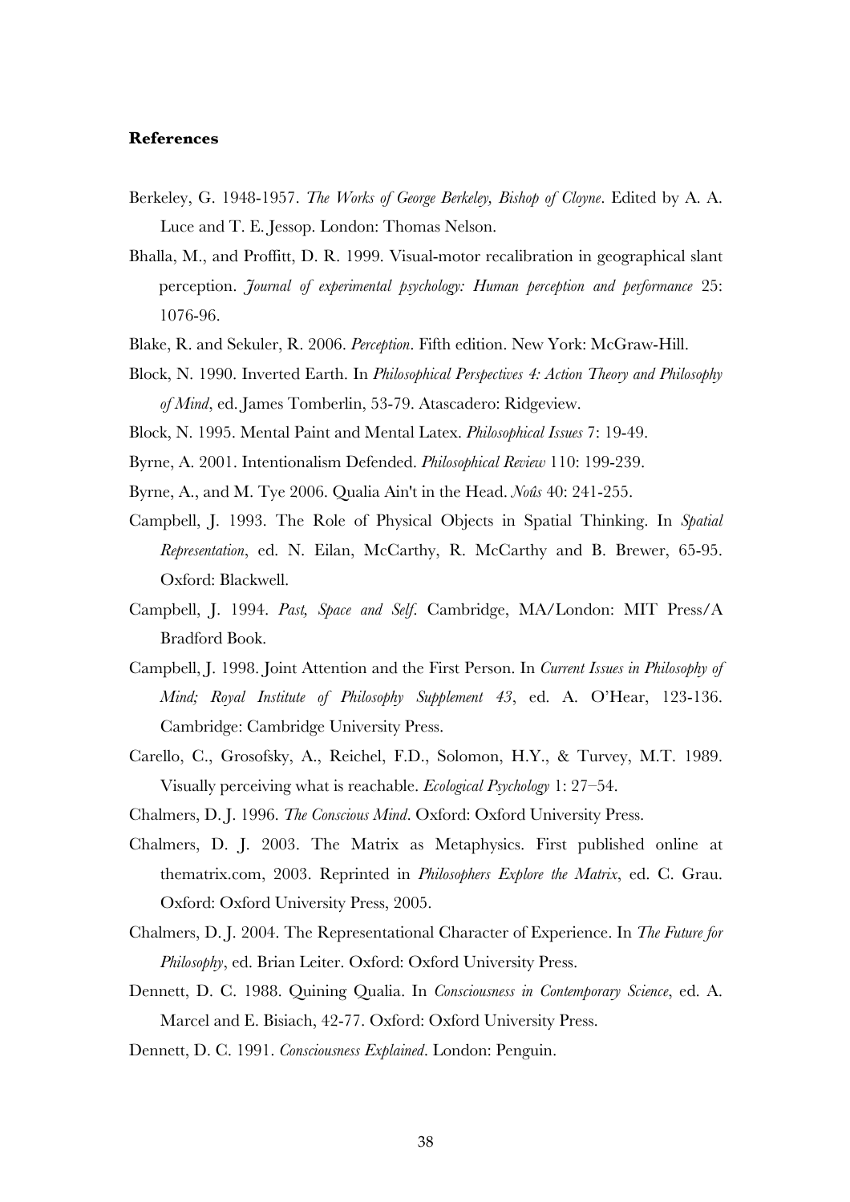**References**

Berkeley, G. 1948-1957. *The Works of George Berkeley, Bishop of Cloyne*. Edited by A. A. Luce and T. E. Jessop. London: Thomas Nelson.

Bhalla, M., and Proffitt, D. R. 1999. Visual-motor recalibration in geographical slant perception. *Journal of experimental psychology: Human perception and performance* 25: 1076-96.

Blake, R. and Sekuler, R. 2006. *Perception*. Fifth edition. New York: McGraw-Hill.

Block, N. 1990. Inverted Earth. In *Philosophical Perspectives 4: Action Theory and Philosophy of Mind*, ed. James Tomberlin, 53-79. Atascadero: Ridgeview.

Block, N. 1995. Mental Paint and Mental Latex. *Philosophical Issues* 7: 19-49.

Byrne, A. 2001. Intentionalism Defended. *Philosophical Review* 110: 199-239.

Byrne, A., and M. Tye 2006. Qualia Ain't in the Head. *Noûs* 40: 241-255.

Campbell, J. 1993. The Role of Physical Objects in Spatial Thinking. In *Spatial Representation*, ed. N. Eilan, McCarthy, R. McCarthy and B. Brewer, 65-95. Oxford: Blackwell.

Campbell, J. 1994. *Past, Space and Self*. Cambridge, MA/London: MIT Press/A Bradford Book.

Campbell, J. 1998. Joint Attention and the First Person. In *Current Issues in Philosophy of Mind; Royal Institute of Philosophy Supplement 43*, ed. A. O'Hear, 123-136. Cambridge: Cambridge University Press.

Carello, C., Grosofsky, A., Reichel, F.D., Solomon, H.Y., & Turvey, M.T. 1989. Visually perceiving what is reachable. *Ecological Psychology* 1: 27–54.

Chalmers, D. J. 1996. *The Conscious Mind*. Oxford: Oxford University Press.

Chalmers, D. J. 2003. The Matrix as Metaphysics. First published online at thematrix.com, 2003. Reprinted in *Philosophers Explore the Matrix*, ed. C. Grau. Oxford: Oxford University Press, 2005.

Chalmers, D. J. 2004. The Representational Character of Experience. In *The Future for Philosophy*, ed. Brian Leiter. Oxford: Oxford University Press.

Dennett, D. C. 1988. Quining Qualia. In *Consciousness in Contemporary Science*, ed. A. Marcel and E. Bisiach, 42-77. Oxford: Oxford University Press.

Dennett, D. C. 1991. *Consciousness Explained*. London: Penguin.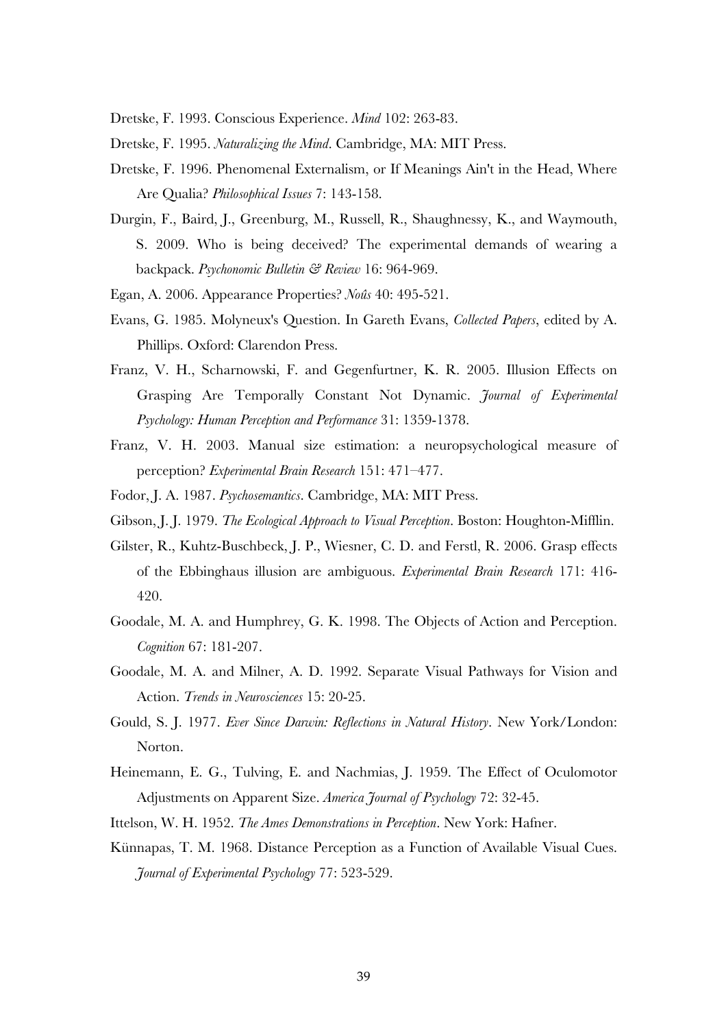Dretske, F. 1993. Conscious Experience. *Mind* 102: 263-83.

Dretske, F. 1995. *Naturalizing the Mind*. Cambridge, MA: MIT Press.

Dretske, F. 1996. Phenomenal Externalism, or If Meanings Ain't in the Head, Where Are Qualia? *Philosophical Issues* 7: 143-158.

Durgin, F., Baird, J., Greenburg, M., Russell, R., Shaughnessy, K., and Waymouth, S. 2009. Who is being deceived? The experimental demands of wearing a backpack. *Psychonomic Bulletin & Review* 16: 964-969.

Egan, A. 2006. Appearance Properties? *Noûs* 40: 495-521.

Evans, G. 1985. Molyneux's Question. In Gareth Evans, *Collected Papers*, edited by A. Phillips. Oxford: Clarendon Press.

Franz, V. H., Scharnowski, F. and Gegenfurtner, K. R. 2005. Illusion Effects on Grasping Are Temporally Constant Not Dynamic. *Journal of Experimental Psychology: Human Perception and Performance* 31: 1359-1378.

Franz, V. H. 2003. Manual size estimation: a neuropsychological measure of perception? *Experimental Brain Research* 151: 471–477.

Fodor, J. A. 1987. *Psychosemantics*. Cambridge, MA: MIT Press.

Gibson, J. J. 1979. *The Ecological Approach to Visual Perception*. Boston: Houghton-Mifflin.

Gilster, R., Kuhtz-Buschbeck, J. P., Wiesner, C. D. and Ferstl, R. 2006. Grasp effects of the Ebbinghaus illusion are ambiguous. *Experimental Brain Research* 171: 416-420.

Goodale, M. A. and Humphrey, G. K. 1998. The Objects of Action and Perception. *Cognition* 67: 181-207.

Goodale, M. A. and Milner, A. D. 1992. Separate Visual Pathways for Vision and Action. *Trends in Neurosciences* 15: 20-25.

Gould, S. J. 1977. *Ever Since Darwin: Reflections in Natural History*. New York/London: Norton.

Heinemann, E. G., Tulving, E. and Nachmias, J. 1959. The Effect of Oculomotor Adjustments on Apparent Size. *America Journal of Psychology* 72: 32-45.

Ittelson, W. H. 1952. *The Ames Demonstrations in Perception*. New York: Hafner.

Künnapas, T. M. 1968. Distance Perception as a Function of Available Visual Cues. *Journal of Experimental Psychology* 77: 523-529.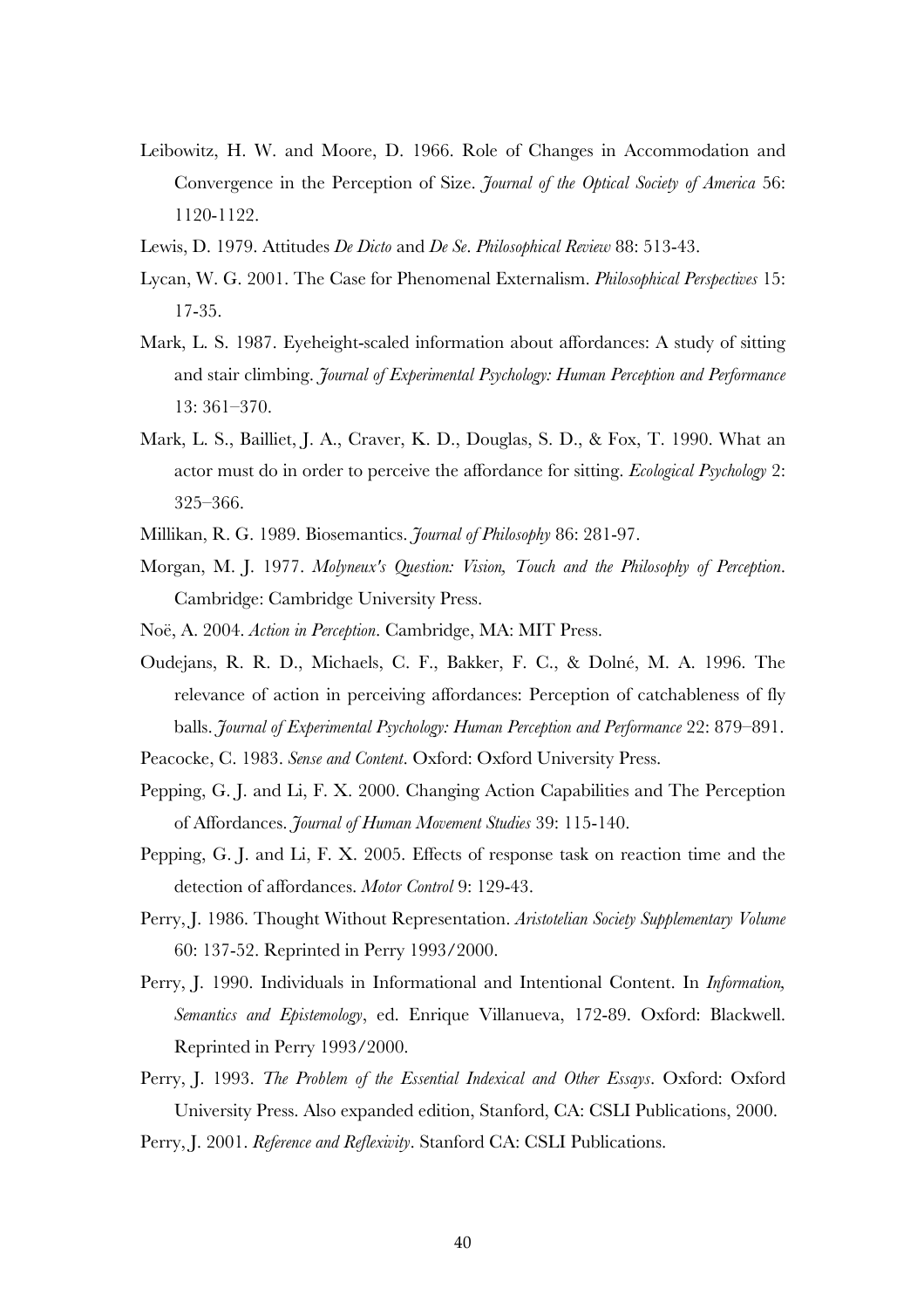Leibowitz, H. W. and Moore, D. 1966. Role of Changes in Accommodation and Convergence in the Perception of Size. *Journal of the Optical Society of America* 56: 1120-1122.

Lewis, D. 1979. Attitudes *De Dicto* and *De Se*. *Philosophical Review* 88: 513-43.

Lycan, W. G. 2001. The Case for Phenomenal Externalism. *Philosophical Perspectives* 15: 17-35.

Mark, L. S. 1987. Eyeheight-scaled information about affordances: A study of sitting and stair climbing. *Journal of Experimental Psychology: Human Perception and Performance* 13: 361–370.

Mark, L. S., Bailliet, J. A., Craver, K. D., Douglas, S. D., & Fox, T. 1990. What an actor must do in order to perceive the affordance for sitting. *Ecological Psychology* 2: 325–366.

Millikan, R. G. 1989. Biosemantics. *Journal of Philosophy* 86: 281-97.

Morgan, M. J. 1977. *Molyneux's Question: Vision, Touch and the Philosophy of Perception*. Cambridge: Cambridge University Press.

Noë, A. 2004. *Action in Perception*. Cambridge, MA: MIT Press.

Oudejans, R. R. D., Michaels, C. F., Bakker, F. C., & Dolné, M. A. 1996. The relevance of action in perceiving affordances: Perception of catchableness of fly balls. *Journal of Experimental Psychology: Human Perception and Performance* 22: 879–891.

Peacocke, C. 1983. *Sense and Content*. Oxford: Oxford University Press.

Pepping, G. J. and Li, F. X. 2000. Changing Action Capabilities and The Perception of Affordances. *Journal of Human Movement Studies* 39: 115-140.

Pepping, G. J. and Li, F. X. 2005. Effects of response task on reaction time and the detection of affordances. *Motor Control* 9: 129-43.

Perry, J. 1986. Thought Without Representation. *Aristotelian Society Supplementary Volume* 60: 137-52. Reprinted in Perry 1993/2000.

Perry, J. 1990. Individuals in Informational and Intentional Content. In *Information, Semantics and Epistemology*, ed. Enrique Villanueva, 172-89. Oxford: Blackwell. Reprinted in Perry 1993/2000.

Perry, J. 1993. *The Problem of the Essential Indexical and Other Essays*. Oxford: Oxford University Press. Also expanded edition, Stanford, CA: CSLI Publications, 2000.

Perry, J. 2001. *Reference and Reflexivity*. Stanford CA: CSLI Publications.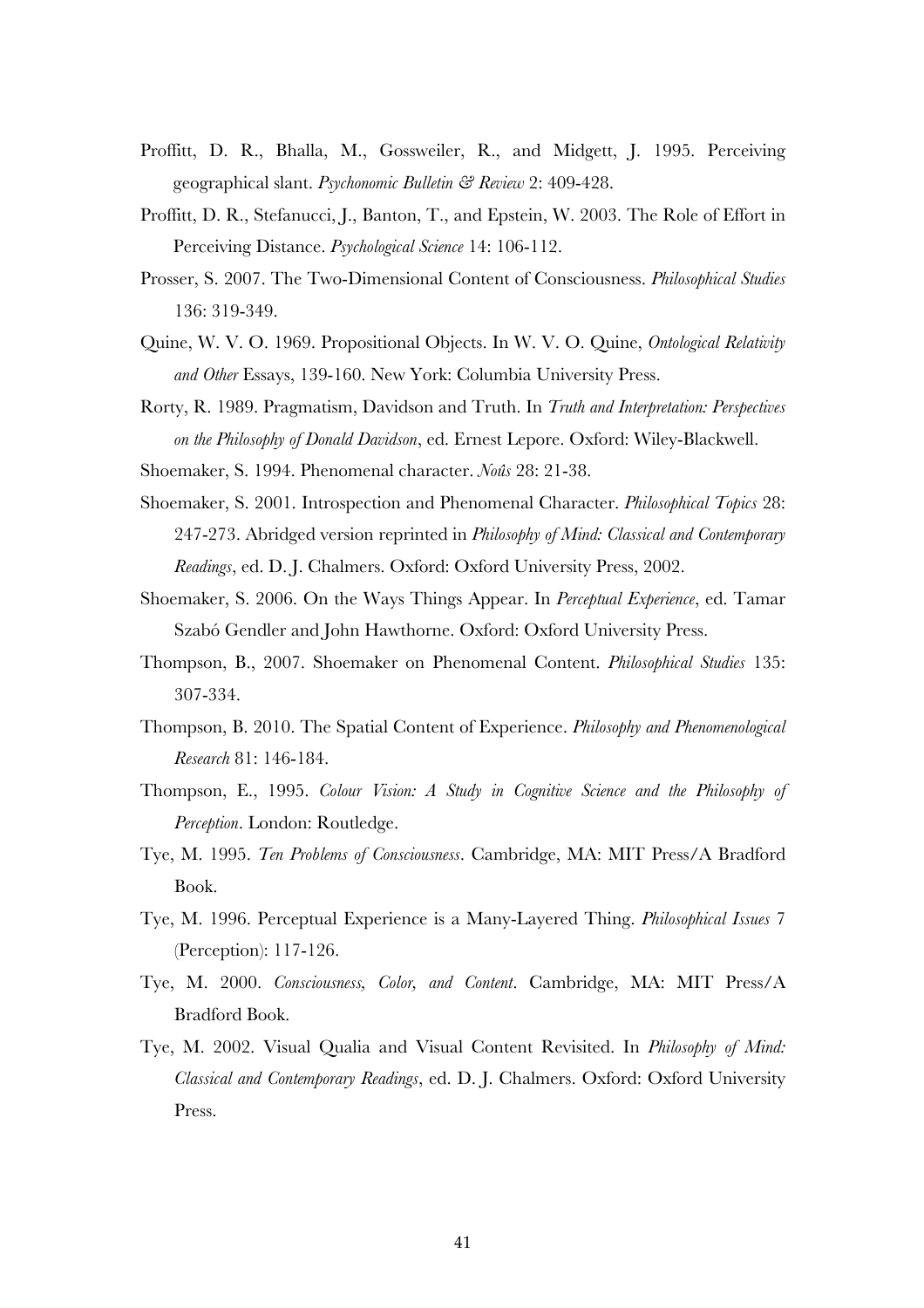Proffitt, D. R., Bhalla, M., Gossweiler, R., and Midgett, J. 1995. Perceiving geographical slant. *Psychonomic Bulletin & Review* 2: 409-428.

Proffitt, D. R., Stefanucci, J., Banton, T., and Epstein, W. 2003. The Role of Effort in Perceiving Distance. *Psychological Science* 14: 106-112.

Prosser, S. 2007. The Two-Dimensional Content of Consciousness. *Philosophical Studies* 136: 319-349.

Quine, W. V. O. 1969. Propositional Objects. In W. V. O. Quine, *Ontological Relativity and Other* Essays, 139-160. New York: Columbia University Press.

Rorty, R. 1989. Pragmatism, Davidson and Truth. In *Truth and Interpretation: Perspectives on the Philosophy of Donald Davidson*, ed. Ernest Lepore. Oxford: Wiley-Blackwell.

Shoemaker, S. 1994. Phenomenal character. *Noûs* 28: 21-38.

Shoemaker, S. 2001. Introspection and Phenomenal Character. *Philosophical Topics* 28: 247-273. Abridged version reprinted in *Philosophy of Mind: Classical and Contemporary Readings*, ed. D. J. Chalmers. Oxford: Oxford University Press, 2002.

Shoemaker, S. 2006. On the Ways Things Appear. In *Perceptual Experience*, ed. Tamar Szabó Gendler and John Hawthorne. Oxford: Oxford University Press.

Thompson, B., 2007. Shoemaker on Phenomenal Content. *Philosophical Studies* 135: 307-334.

Thompson, B. 2010. The Spatial Content of Experience. *Philosophy and Phenomenological Research* 81: 146-184.

Thompson, E., 1995. *Colour Vision: A Study in Cognitive Science and the Philosophy of Perception*. London: Routledge.

Tye, M. 1995. *Ten Problems of Consciousness*. Cambridge, MA: MIT Press/A Bradford Book.

Tye, M. 1996. Perceptual Experience is a Many-Layered Thing. *Philosophical Issues* 7 (Perception): 117-126.

Tye, M. 2000. *Consciousness, Color, and Content*. Cambridge, MA: MIT Press/A Bradford Book.

Tye, M. 2002. Visual Qualia and Visual Content Revisited. In *Philosophy of Mind: Classical and Contemporary Readings*, ed. D. J. Chalmers. Oxford: Oxford University Press.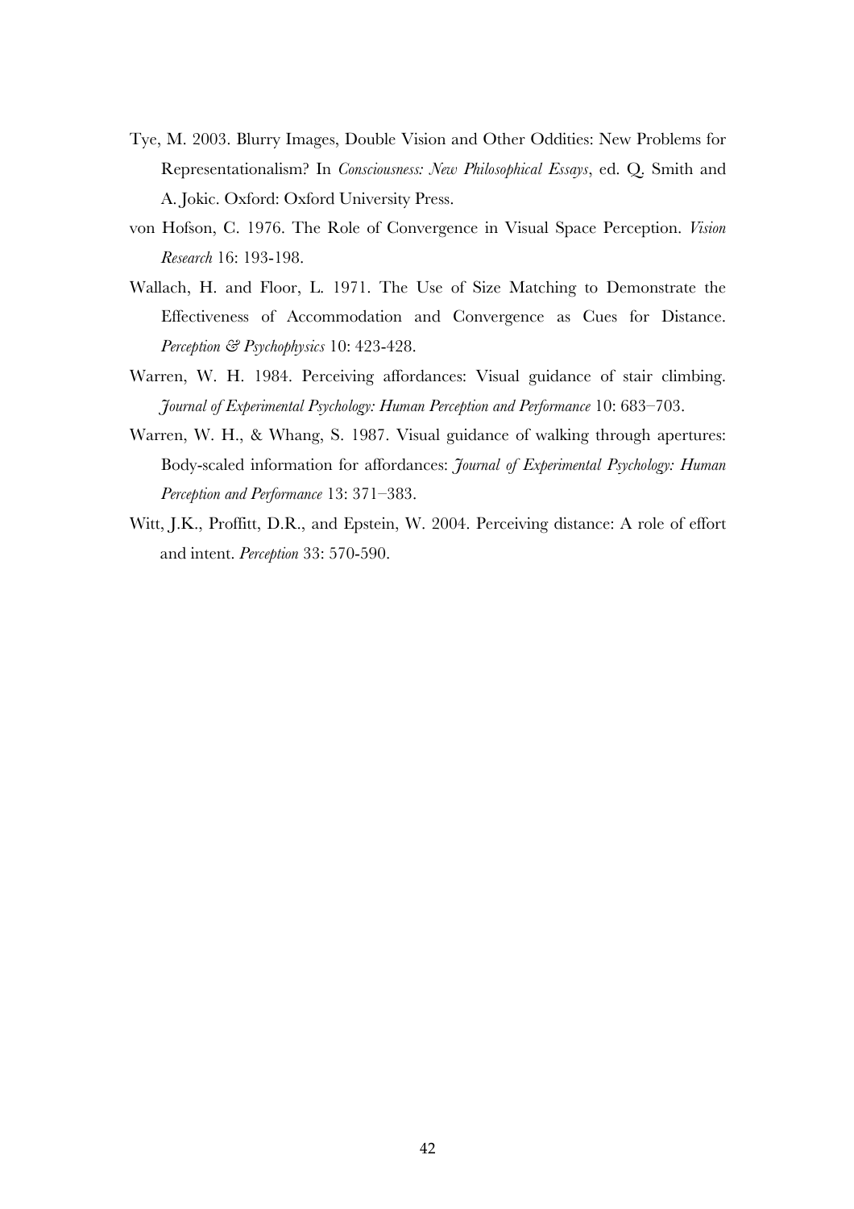Tye, M. 2003. Blurry Images, Double Vision and Other Oddities: New Problems for Representationalism? In *Consciousness: New Philosophical Essays*, ed. Q. Smith and A. Jokic. Oxford: Oxford University Press.

von Hofson, C. 1976. The Role of Convergence in Visual Space Perception. *Vision Research* 16: 193-198.

Wallach, H. and Floor, L. 1971. The Use of Size Matching to Demonstrate the Effectiveness of Accommodation and Convergence as Cues for Distance. *Perception & Psychophysics* 10: 423-428.

Warren, W. H. 1984. Perceiving affordances: Visual guidance of stair climbing. *Journal of Experimental Psychology: Human Perception and Performance* 10: 683–703.

Warren, W. H., & Whang, S. 1987. Visual guidance of walking through apertures: Body-scaled information for affordances: *Journal of Experimental Psychology: Human Perception and Performance* 13: 371–383.

Witt, J.K., Proffitt, D.R., and Epstein, W. 2004. Perceiving distance: A role of effort and intent. *Perception* 33: 570-590.